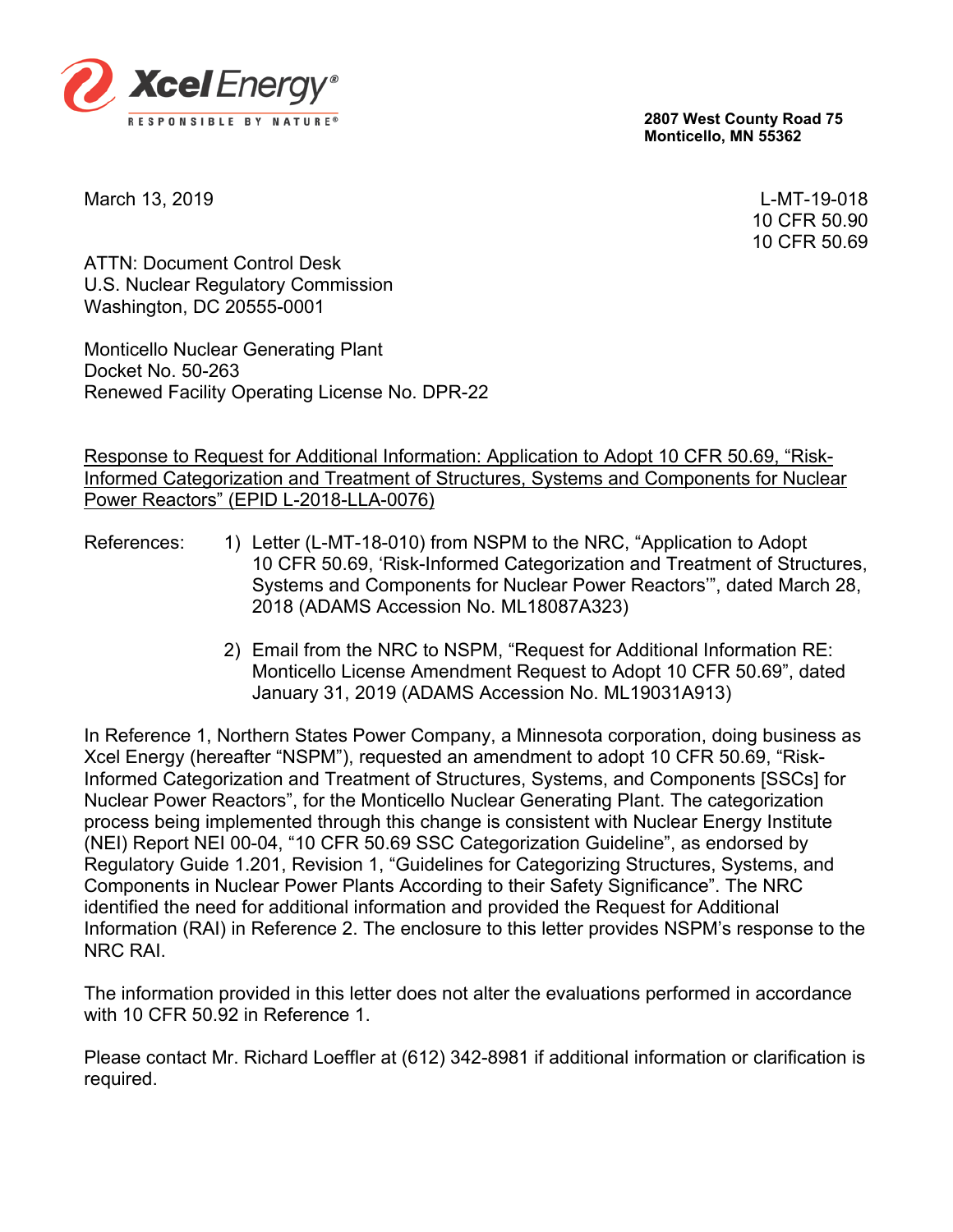Xcel Energy®

RESPONSIBLE BY NATURE®

**2807 West County Road 75**
**Monticello, MN 55362**

March 13, 2019

L-MT-19-018
10 CFR 50.90
10 CFR 50.69

ATTN: Document Control Desk
U.S. Nuclear Regulatory Commission
Washington, DC 20555-0001

Monticello Nuclear Generating Plant
Docket No. 50-263
Renewed Facility Operating License No. DPR-22

<u>Response to Request for Additional Information: Application to Adopt 10 CFR 50.69, "Risk-Informed Categorization and Treatment of Structures, Systems and Components for Nuclear Power Reactors" (EPID L-2018-LLA-0076)</u>

References:

1) Letter (L-MT-18-010) from NSPM to the NRC, "Application to Adopt 10 CFR 50.69, 'Risk-Informed Categorization and Treatment of Structures, Systems and Components for Nuclear Power Reactors'", dated March 28, 2018 (ADAMS Accession No. ML18087A323)

2) Email from the NRC to NSPM, "Request for Additional Information RE: Monticello License Amendment Request to Adopt 10 CFR 50.69", dated January 31, 2019 (ADAMS Accession No. ML19031A913)

In Reference 1, Northern States Power Company, a Minnesota corporation, doing business as Xcel Energy (hereafter "NSPM"), requested an amendment to adopt 10 CFR 50.69, "Risk-Informed Categorization and Treatment of Structures, Systems, and Components [SSCs] for Nuclear Power Reactors", for the Monticello Nuclear Generating Plant. The categorization process being implemented through this change is consistent with Nuclear Energy Institute (NEI) Report NEI 00-04, "10 CFR 50.69 SSC Categorization Guideline", as endorsed by Regulatory Guide 1.201, Revision 1, "Guidelines for Categorizing Structures, Systems, and Components in Nuclear Power Plants According to their Safety Significance". The NRC identified the need for additional information and provided the Request for Additional Information (RAI) in Reference 2. The enclosure to this letter provides NSPM's response to the NRC RAI.

The information provided in this letter does not alter the evaluations performed in accordance with 10 CFR 50.92 in Reference 1.

Please contact Mr. Richard Loeffler at (612) 342-8981 if additional information or clarification is required.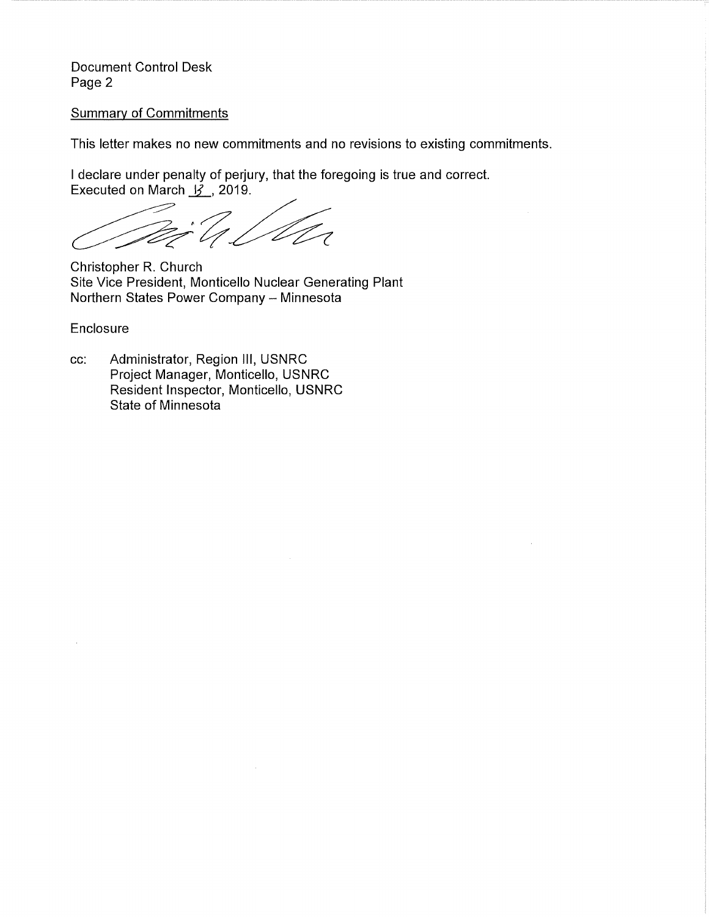Document Control Desk

Summary of Commitments

This letter makes no new commitments and no revisions to existing commitments.

I declare under penalty of perjury, that the foregoing is true and correct.
Executed on March 13, 2019.

Christopher R. Church
Site Vice President, Monticello Nuclear Generating Plant
Northern States Power Company – Minnesota

Enclosure

cc: Administrator, Region III, USNRC
Project Manager, Monticello, USNRC
Resident Inspector, Monticello, USNRC
State of Minnesota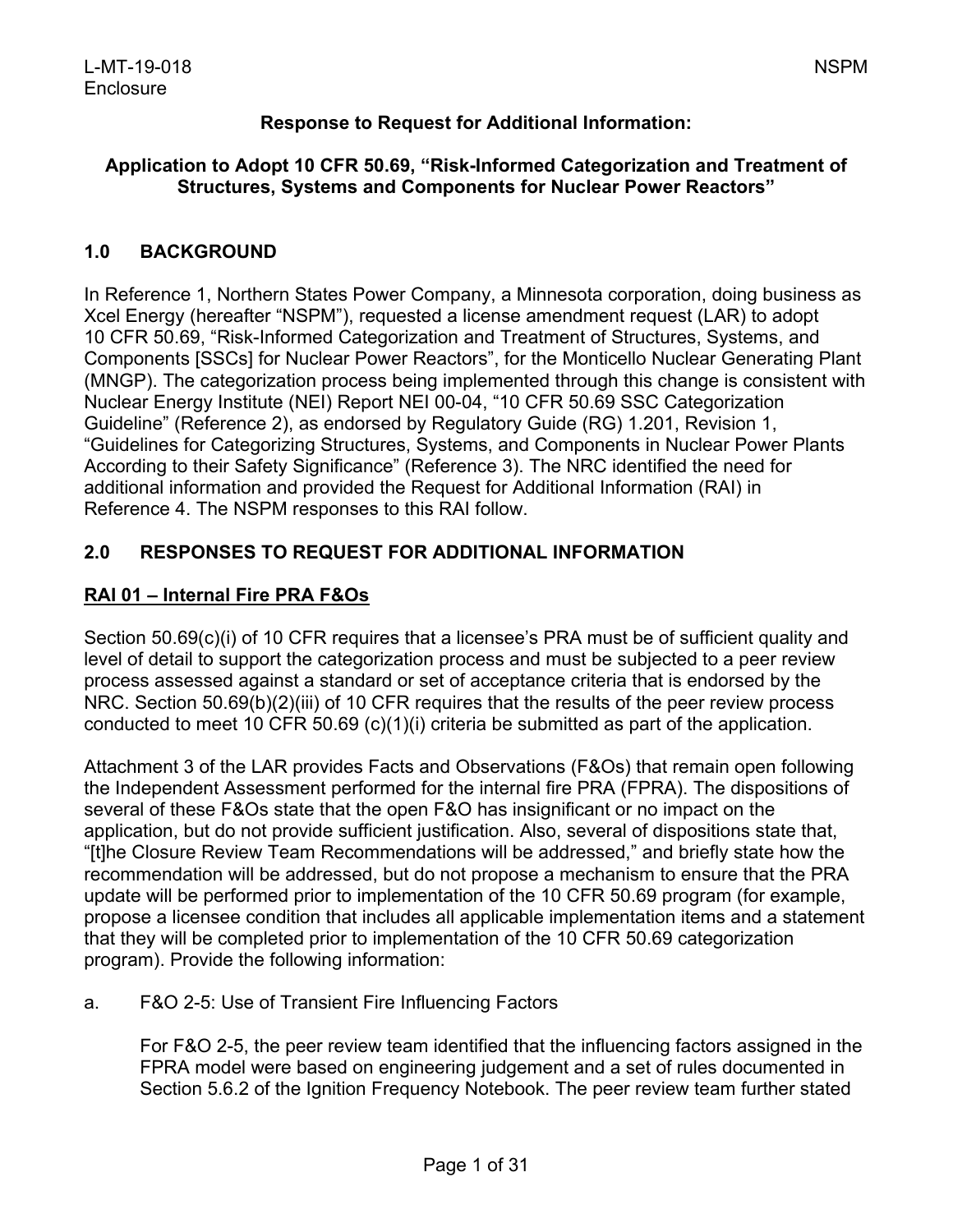**Response to Request for Additional Information:**

**Application to Adopt 10 CFR 50.69, "Risk-Informed Categorization and Treatment of Structures, Systems and Components for Nuclear Power Reactors"**

## 1.0 BACKGROUND

In Reference 1, Northern States Power Company, a Minnesota corporation, doing business as Xcel Energy (hereafter "NSPM"), requested a license amendment request (LAR) to adopt 10 CFR 50.69, "Risk-Informed Categorization and Treatment of Structures, Systems, and Components [SSCs] for Nuclear Power Reactors", for the Monticello Nuclear Generating Plant (MNGP). The categorization process being implemented through this change is consistent with Nuclear Energy Institute (NEI) Report NEI 00-04, "10 CFR 50.69 SSC Categorization Guideline" (Reference 2), as endorsed by Regulatory Guide (RG) 1.201, Revision 1, "Guidelines for Categorizing Structures, Systems, and Components in Nuclear Power Plants According to their Safety Significance" (Reference 3). The NRC identified the need for additional information and provided the Request for Additional Information (RAI) in Reference 4. The NSPM responses to this RAI follow.

## 2.0 RESPONSES TO REQUEST FOR ADDITIONAL INFORMATION

### RAI 01 – Internal Fire PRA F&Os

Section 50.69(c)(i) of 10 CFR requires that a licensee's PRA must be of sufficient quality and level of detail to support the categorization process and must be subjected to a peer review process assessed against a standard or set of acceptance criteria that is endorsed by the NRC. Section 50.69(b)(2)(iii) of 10 CFR requires that the results of the peer review process conducted to meet 10 CFR 50.69 (c)(1)(i) criteria be submitted as part of the application.

Attachment 3 of the LAR provides Facts and Observations (F&Os) that remain open following the Independent Assessment performed for the internal fire PRA (FPRA). The dispositions of several of these F&Os state that the open F&O has insignificant or no impact on the application, but do not provide sufficient justification. Also, several of dispositions state that, "[t]he Closure Review Team Recommendations will be addressed," and briefly state how the recommendation will be addressed, but do not propose a mechanism to ensure that the PRA update will be performed prior to implementation of the 10 CFR 50.69 program (for example, propose a licensee condition that includes all applicable implementation items and a statement that they will be completed prior to implementation of the 10 CFR 50.69 categorization program). Provide the following information:

a. F&O 2-5: Use of Transient Fire Influencing Factors

For F&O 2-5, the peer review team identified that the influencing factors assigned in the FPRA model were based on engineering judgement and a set of rules documented in Section 5.6.2 of the Ignition Frequency Notebook. The peer review team further stated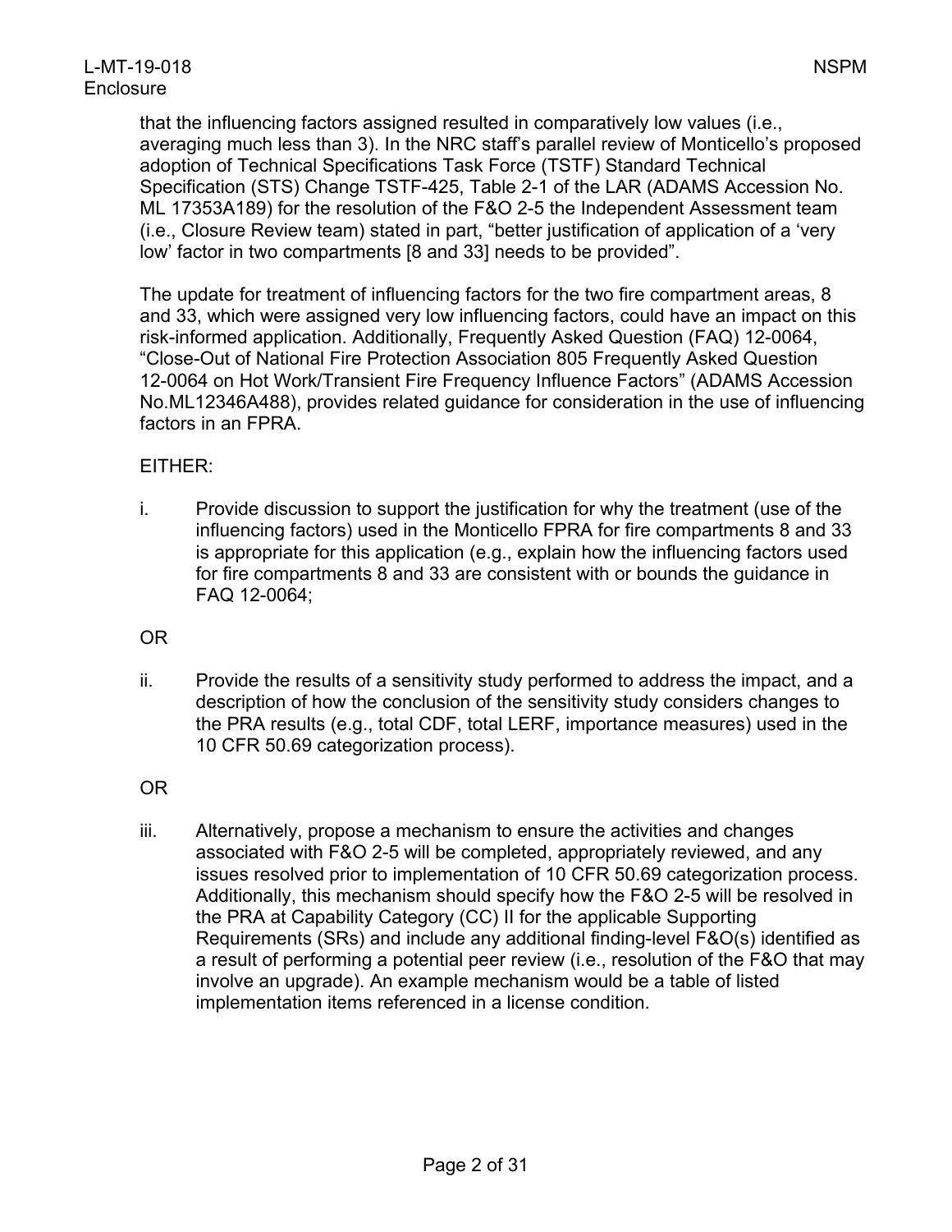that the influencing factors assigned resulted in comparatively low values (i.e., averaging much less than 3). In the NRC staff's parallel review of Monticello's proposed adoption of Technical Specifications Task Force (TSTF) Standard Technical Specification (STS) Change TSTF-425, Table 2-1 of the LAR (ADAMS Accession No. ML 17353A189) for the resolution of the F&O 2-5 the Independent Assessment team (i.e., Closure Review team) stated in part, "better justification of application of a 'very low' factor in two compartments [8 and 33] needs to be provided".

The update for treatment of influencing factors for the two fire compartment areas, 8 and 33, which were assigned very low influencing factors, could have an impact on this risk-informed application. Additionally, Frequently Asked Question (FAQ) 12-0064, "Close-Out of National Fire Protection Association 805 Frequently Asked Question 12-0064 on Hot Work/Transient Fire Frequency Influence Factors" (ADAMS Accession No.ML12346A488), provides related guidance for consideration in the use of influencing factors in an FPRA.

EITHER:

i. Provide discussion to support the justification for why the treatment (use of the influencing factors) used in the Monticello FPRA for fire compartments 8 and 33 is appropriate for this application (e.g., explain how the influencing factors used for fire compartments 8 and 33 are consistent with or bounds the guidance in FAQ 12-0064;

OR

ii. Provide the results of a sensitivity study performed to address the impact, and a description of how the conclusion of the sensitivity study considers changes to the PRA results (e.g., total CDF, total LERF, importance measures) used in the 10 CFR 50.69 categorization process).

OR

iii. Alternatively, propose a mechanism to ensure the activities and changes associated with F&O 2-5 will be completed, appropriately reviewed, and any issues resolved prior to implementation of 10 CFR 50.69 categorization process. Additionally, this mechanism should specify how the F&O 2-5 will be resolved in the PRA at Capability Category (CC) II for the applicable Supporting Requirements (SRs) and include any additional finding-level F&O(s) identified as a result of performing a potential peer review (i.e., resolution of the F&O that may involve an upgrade). An example mechanism would be a table of listed implementation items referenced in a license condition.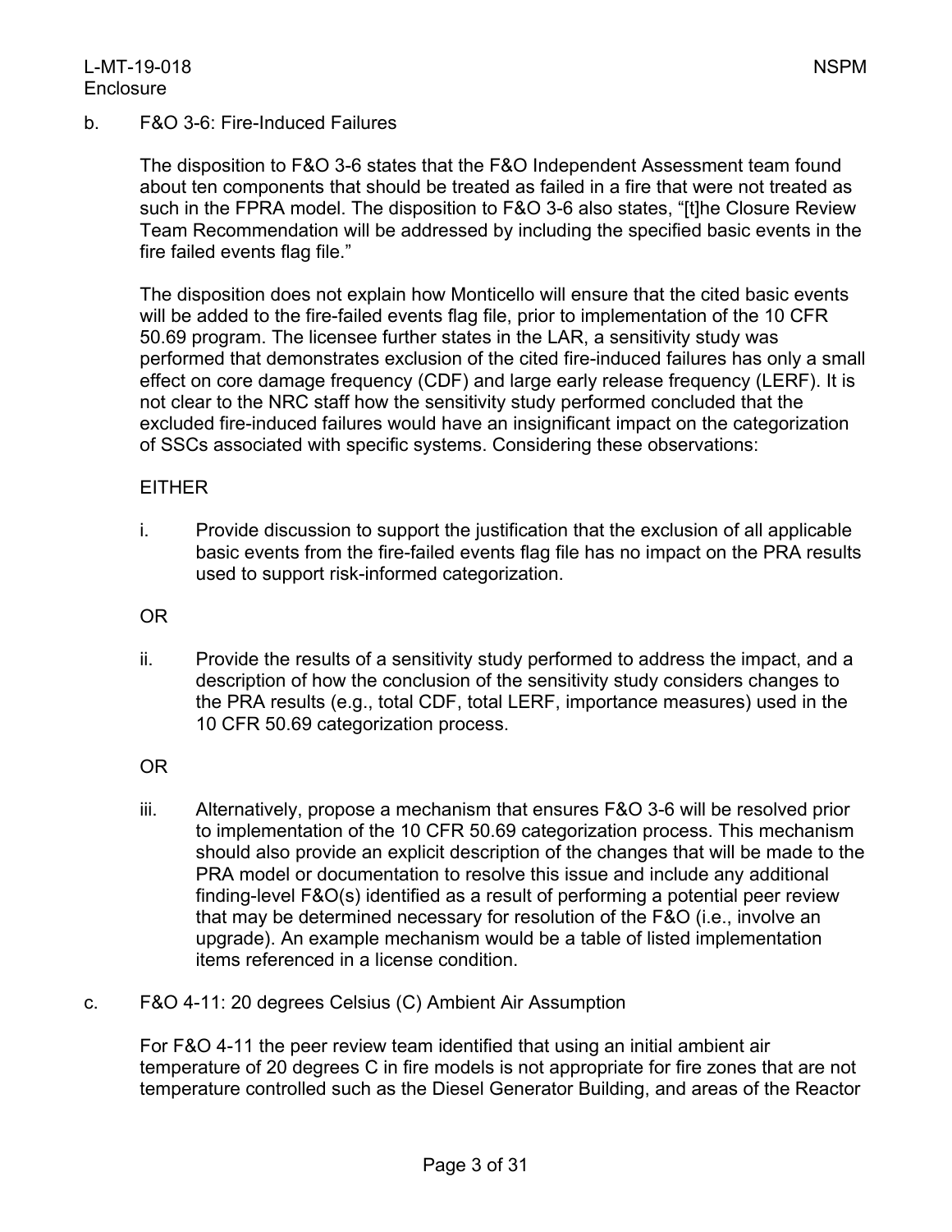b. F&O 3-6: Fire-Induced Failures

The disposition to F&O 3-6 states that the F&O Independent Assessment team found about ten components that should be treated as failed in a fire that were not treated as such in the FPRA model. The disposition to F&O 3-6 also states, "[t]he Closure Review Team Recommendation will be addressed by including the specified basic events in the fire failed events flag file."

The disposition does not explain how Monticello will ensure that the cited basic events will be added to the fire-failed events flag file, prior to implementation of the 10 CFR 50.69 program. The licensee further states in the LAR, a sensitivity study was performed that demonstrates exclusion of the cited fire-induced failures has only a small effect on core damage frequency (CDF) and large early release frequency (LERF). It is not clear to the NRC staff how the sensitivity study performed concluded that the excluded fire-induced failures would have an insignificant impact on the categorization of SSCs associated with specific systems. Considering these observations:

EITHER

i. Provide discussion to support the justification that the exclusion of all applicable basic events from the fire-failed events flag file has no impact on the PRA results used to support risk-informed categorization.

OR

ii. Provide the results of a sensitivity study performed to address the impact, and a description of how the conclusion of the sensitivity study considers changes to the PRA results (e.g., total CDF, total LERF, importance measures) used in the 10 CFR 50.69 categorization process.

OR

iii. Alternatively, propose a mechanism that ensures F&O 3-6 will be resolved prior to implementation of the 10 CFR 50.69 categorization process. This mechanism should also provide an explicit description of the changes that will be made to the PRA model or documentation to resolve this issue and include any additional finding-level F&O(s) identified as a result of performing a potential peer review that may be determined necessary for resolution of the F&O (i.e., involve an upgrade). An example mechanism would be a table of listed implementation items referenced in a license condition.

c. F&O 4-11: 20 degrees Celsius (C) Ambient Air Assumption

For F&O 4-11 the peer review team identified that using an initial ambient air temperature of 20 degrees C in fire models is not appropriate for fire zones that are not temperature controlled such as the Diesel Generator Building, and areas of the Reactor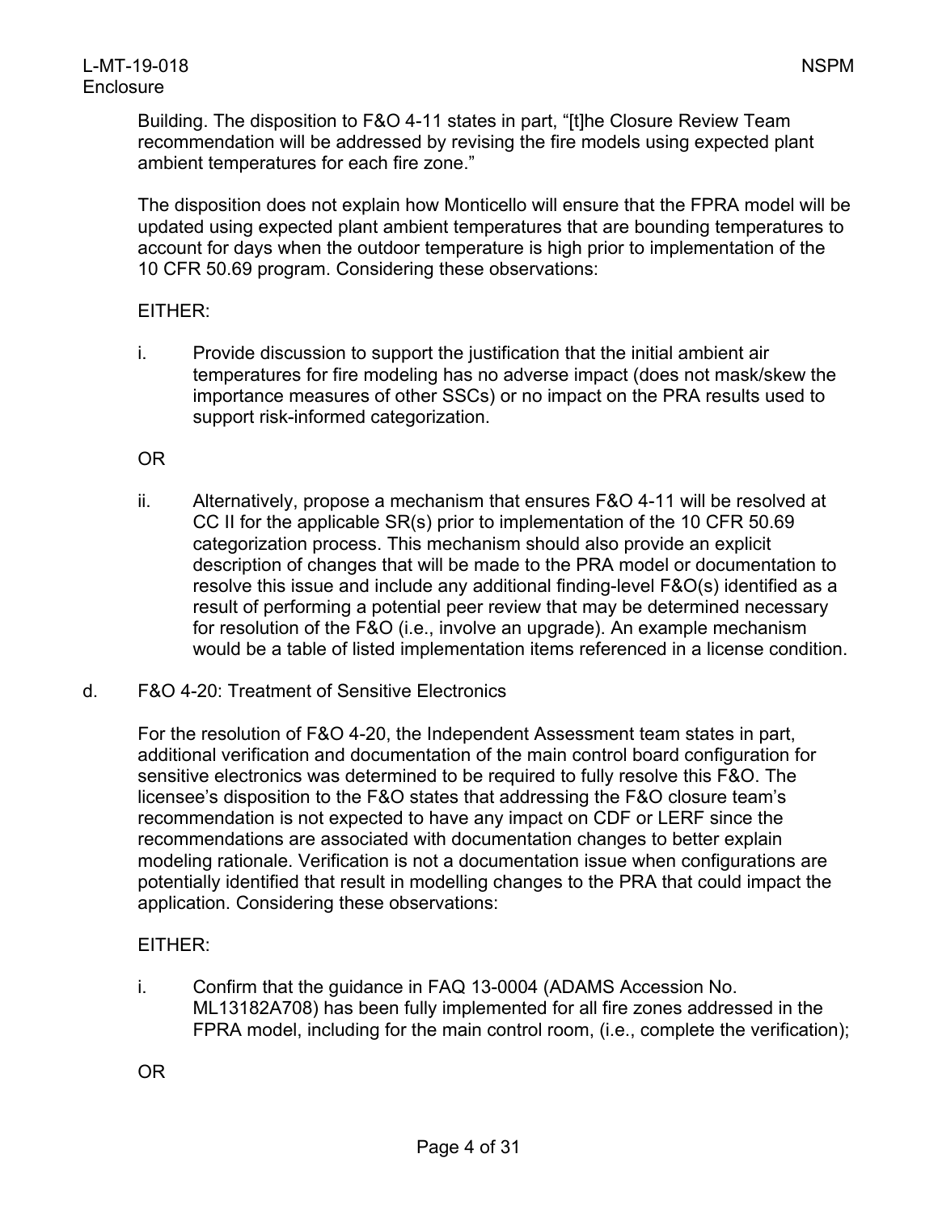Building. The disposition to F&O 4-11 states in part, "[t]he Closure Review Team recommendation will be addressed by revising the fire models using expected plant ambient temperatures for each fire zone."

The disposition does not explain how Monticello will ensure that the FPRA model will be updated using expected plant ambient temperatures that are bounding temperatures to account for days when the outdoor temperature is high prior to implementation of the 10 CFR 50.69 program. Considering these observations:

EITHER:

i. Provide discussion to support the justification that the initial ambient air temperatures for fire modeling has no adverse impact (does not mask/skew the importance measures of other SSCs) or no impact on the PRA results used to support risk-informed categorization.

OR

ii. Alternatively, propose a mechanism that ensures F&O 4-11 will be resolved at CC II for the applicable SR(s) prior to implementation of the 10 CFR 50.69 categorization process. This mechanism should also provide an explicit description of changes that will be made to the PRA model or documentation to resolve this issue and include any additional finding-level F&O(s) identified as a result of performing a potential peer review that may be determined necessary for resolution of the F&O (i.e., involve an upgrade). An example mechanism would be a table of listed implementation items referenced in a license condition.

d. F&O 4-20: Treatment of Sensitive Electronics

For the resolution of F&O 4-20, the Independent Assessment team states in part, additional verification and documentation of the main control board configuration for sensitive electronics was determined to be required to fully resolve this F&O. The licensee's disposition to the F&O states that addressing the F&O closure team's recommendation is not expected to have any impact on CDF or LERF since the recommendations are associated with documentation changes to better explain modeling rationale. Verification is not a documentation issue when configurations are potentially identified that result in modelling changes to the PRA that could impact the application. Considering these observations:

EITHER:

i. Confirm that the guidance in FAQ 13-0004 (ADAMS Accession No. ML13182A708) has been fully implemented for all fire zones addressed in the FPRA model, including for the main control room, (i.e., complete the verification);

OR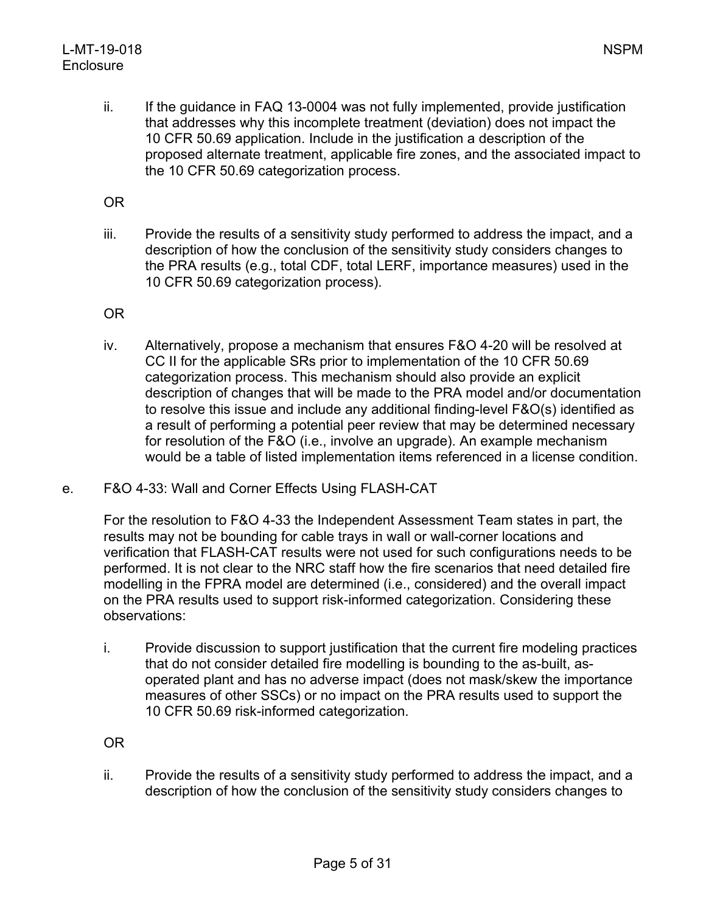ii. If the guidance in FAQ 13-0004 was not fully implemented, provide justification that addresses why this incomplete treatment (deviation) does not impact the 10 CFR 50.69 application. Include in the justification a description of the proposed alternate treatment, applicable fire zones, and the associated impact to the 10 CFR 50.69 categorization process.

OR

iii. Provide the results of a sensitivity study performed to address the impact, and a description of how the conclusion of the sensitivity study considers changes to the PRA results (e.g., total CDF, total LERF, importance measures) used in the 10 CFR 50.69 categorization process).

OR

iv. Alternatively, propose a mechanism that ensures F&O 4-20 will be resolved at CC II for the applicable SRs prior to implementation of the 10 CFR 50.69 categorization process. This mechanism should also provide an explicit description of changes that will be made to the PRA model and/or documentation to resolve this issue and include any additional finding-level F&O(s) identified as a result of performing a potential peer review that may be determined necessary for resolution of the F&O (i.e., involve an upgrade). An example mechanism would be a table of listed implementation items referenced in a license condition.

e. F&O 4-33: Wall and Corner Effects Using FLASH-CAT

For the resolution to F&O 4-33 the Independent Assessment Team states in part, the results may not be bounding for cable trays in wall or wall-corner locations and verification that FLASH-CAT results were not used for such configurations needs to be performed. It is not clear to the NRC staff how the fire scenarios that need detailed fire modelling in the FPRA model are determined (i.e., considered) and the overall impact on the PRA results used to support risk-informed categorization. Considering these observations:

i. Provide discussion to support justification that the current fire modeling practices that do not consider detailed fire modelling is bounding to the as-built, as-operated plant and has no adverse impact (does not mask/skew the importance measures of other SSCs) or no impact on the PRA results used to support the 10 CFR 50.69 risk-informed categorization.

OR

ii. Provide the results of a sensitivity study performed to address the impact, and a description of how the conclusion of the sensitivity study considers changes to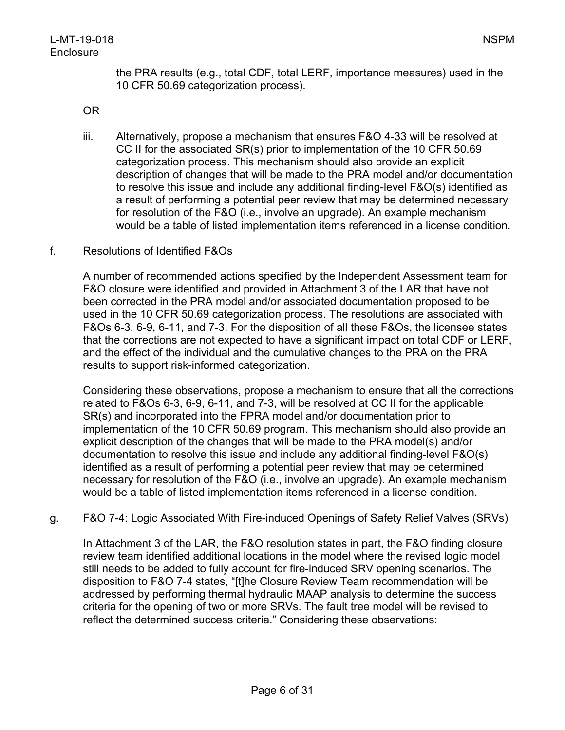the PRA results (e.g., total CDF, total LERF, importance measures) used in the 10 CFR 50.69 categorization process).

OR

iii. Alternatively, propose a mechanism that ensures F&O 4-33 will be resolved at CC II for the associated SR(s) prior to implementation of the 10 CFR 50.69 categorization process. This mechanism should also provide an explicit description of changes that will be made to the PRA model and/or documentation to resolve this issue and include any additional finding-level F&O(s) identified as a result of performing a potential peer review that may be determined necessary for resolution of the F&O (i.e., involve an upgrade). An example mechanism would be a table of listed implementation items referenced in a license condition.

f. Resolutions of Identified F&Os

A number of recommended actions specified by the Independent Assessment team for F&O closure were identified and provided in Attachment 3 of the LAR that have not been corrected in the PRA model and/or associated documentation proposed to be used in the 10 CFR 50.69 categorization process. The resolutions are associated with F&Os 6-3, 6-9, 6-11, and 7-3. For the disposition of all these F&Os, the licensee states that the corrections are not expected to have a significant impact on total CDF or LERF, and the effect of the individual and the cumulative changes to the PRA on the PRA results to support risk-informed categorization.

Considering these observations, propose a mechanism to ensure that all the corrections related to F&Os 6-3, 6-9, 6-11, and 7-3, will be resolved at CC II for the applicable SR(s) and incorporated into the FPRA model and/or documentation prior to implementation of the 10 CFR 50.69 program. This mechanism should also provide an explicit description of the changes that will be made to the PRA model(s) and/or documentation to resolve this issue and include any additional finding-level F&O(s) identified as a result of performing a potential peer review that may be determined necessary for resolution of the F&O (i.e., involve an upgrade). An example mechanism would be a table of listed implementation items referenced in a license condition.

g. F&O 7-4: Logic Associated With Fire-induced Openings of Safety Relief Valves (SRVs)

In Attachment 3 of the LAR, the F&O resolution states in part, the F&O finding closure review team identified additional locations in the model where the revised logic model still needs to be added to fully account for fire-induced SRV opening scenarios. The disposition to F&O 7-4 states, "[t]he Closure Review Team recommendation will be addressed by performing thermal hydraulic MAAP analysis to determine the success criteria for the opening of two or more SRVs. The fault tree model will be revised to reflect the determined success criteria." Considering these observations: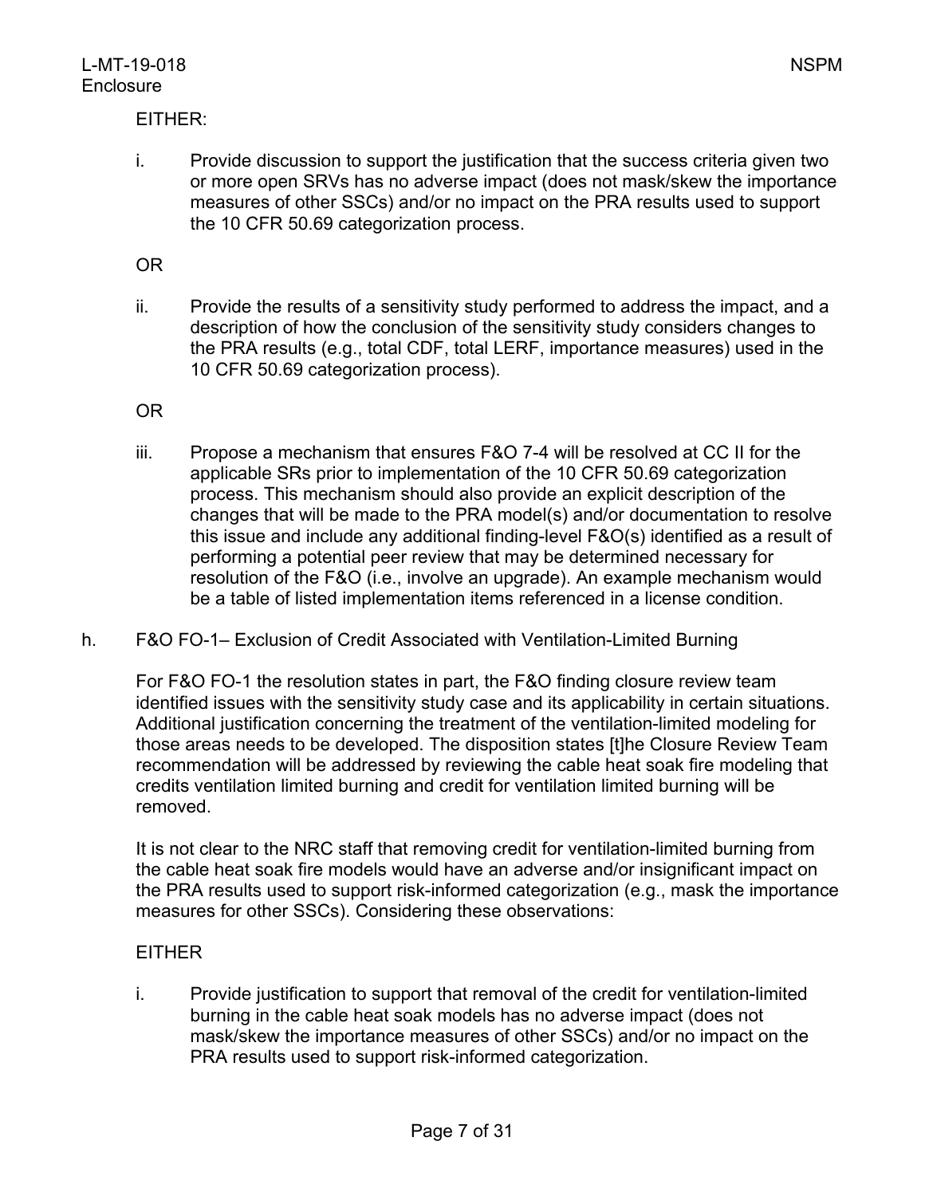EITHER:

i. Provide discussion to support the justification that the success criteria given two or more open SRVs has no adverse impact (does not mask/skew the importance measures of other SSCs) and/or no impact on the PRA results used to support the 10 CFR 50.69 categorization process.

OR

ii. Provide the results of a sensitivity study performed to address the impact, and a description of how the conclusion of the sensitivity study considers changes to the PRA results (e.g., total CDF, total LERF, importance measures) used in the 10 CFR 50.69 categorization process).

OR

iii. Propose a mechanism that ensures F&O 7-4 will be resolved at CC II for the applicable SRs prior to implementation of the 10 CFR 50.69 categorization process. This mechanism should also provide an explicit description of the changes that will be made to the PRA model(s) and/or documentation to resolve this issue and include any additional finding-level F&O(s) identified as a result of performing a potential peer review that may be determined necessary for resolution of the F&O (i.e., involve an upgrade). An example mechanism would be a table of listed implementation items referenced in a license condition.

h. F&O FO-1– Exclusion of Credit Associated with Ventilation-Limited Burning

For F&O FO-1 the resolution states in part, the F&O finding closure review team identified issues with the sensitivity study case and its applicability in certain situations. Additional justification concerning the treatment of the ventilation-limited modeling for those areas needs to be developed. The disposition states [t]he Closure Review Team recommendation will be addressed by reviewing the cable heat soak fire modeling that credits ventilation limited burning and credit for ventilation limited burning will be removed.

It is not clear to the NRC staff that removing credit for ventilation-limited burning from the cable heat soak fire models would have an adverse and/or insignificant impact on the PRA results used to support risk-informed categorization (e.g., mask the importance measures for other SSCs). Considering these observations:

EITHER

i. Provide justification to support that removal of the credit for ventilation-limited burning in the cable heat soak models has no adverse impact (does not mask/skew the importance measures of other SSCs) and/or no impact on the PRA results used to support risk-informed categorization.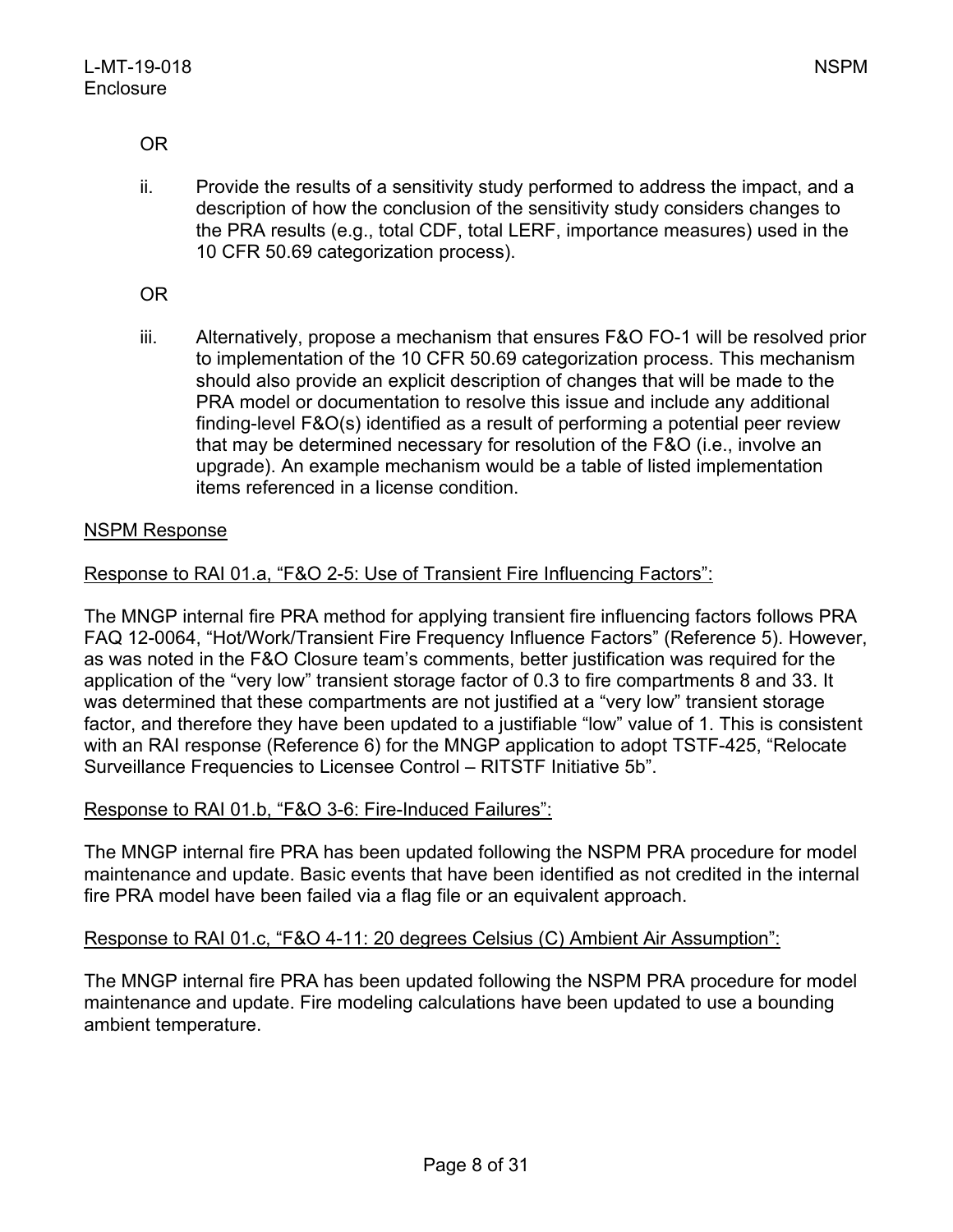OR

ii. Provide the results of a sensitivity study performed to address the impact, and a description of how the conclusion of the sensitivity study considers changes to the PRA results (e.g., total CDF, total LERF, importance measures) used in the 10 CFR 50.69 categorization process).

OR

iii. Alternatively, propose a mechanism that ensures F&O FO-1 will be resolved prior to implementation of the 10 CFR 50.69 categorization process. This mechanism should also provide an explicit description of changes that will be made to the PRA model or documentation to resolve this issue and include any additional finding-level F&O(s) identified as a result of performing a potential peer review that may be determined necessary for resolution of the F&O (i.e., involve an upgrade). An example mechanism would be a table of listed implementation items referenced in a license condition.

<u>NSPM Response</u>

<u>Response to RAI 01.a, “F&O 2-5: Use of Transient Fire Influencing Factors”:</u>

The MNGP internal fire PRA method for applying transient fire influencing factors follows PRA FAQ 12-0064, “Hot/Work/Transient Fire Frequency Influence Factors” (Reference 5). However, as was noted in the F&O Closure team’s comments, better justification was required for the application of the “very low” transient storage factor of 0.3 to fire compartments 8 and 33. It was determined that these compartments are not justified at a “very low” transient storage factor, and therefore they have been updated to a justifiable “low” value of 1. This is consistent with an RAI response (Reference 6) for the MNGP application to adopt TSTF-425, “Relocate Surveillance Frequencies to Licensee Control – RITSTF Initiative 5b”.

<u>Response to RAI 01.b, “F&O 3-6: Fire-Induced Failures”:</u>

The MNGP internal fire PRA has been updated following the NSPM PRA procedure for model maintenance and update. Basic events that have been identified as not credited in the internal fire PRA model have been failed via a flag file or an equivalent approach.

<u>Response to RAI 01.c, “F&O 4-11: 20 degrees Celsius (C) Ambient Air Assumption”:</u>

The MNGP internal fire PRA has been updated following the NSPM PRA procedure for model maintenance and update. Fire modeling calculations have been updated to use a bounding ambient temperature.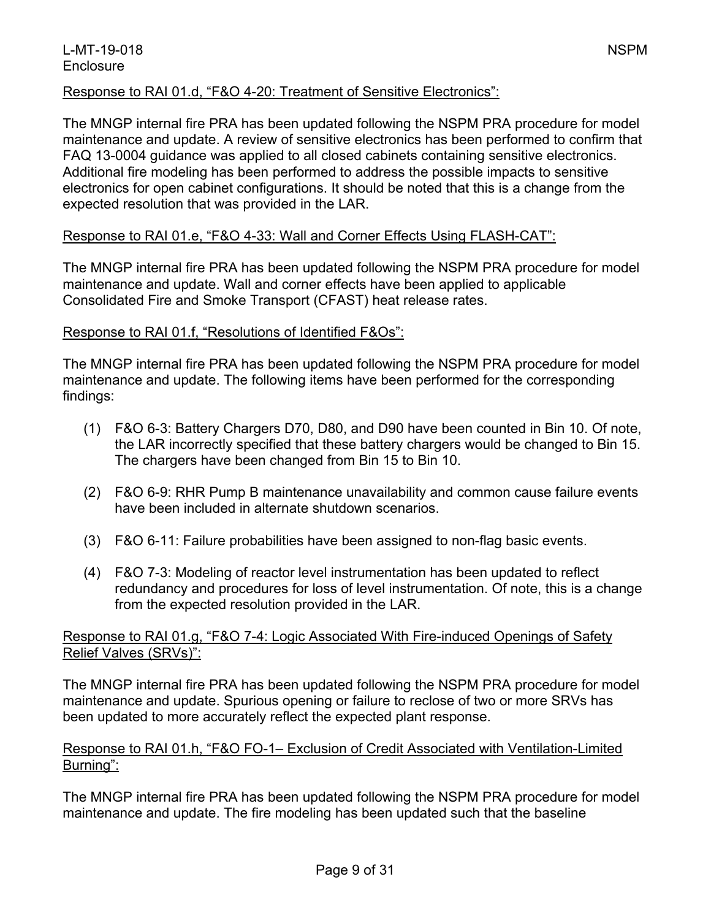Response to RAI 01.d, “F&O 4-20: Treatment of Sensitive Electronics”:

The MNGP internal fire PRA has been updated following the NSPM PRA procedure for model maintenance and update. A review of sensitive electronics has been performed to confirm that FAQ 13-0004 guidance was applied to all closed cabinets containing sensitive electronics. Additional fire modeling has been performed to address the possible impacts to sensitive electronics for open cabinet configurations. It should be noted that this is a change from the expected resolution that was provided in the LAR.

Response to RAI 01.e, “F&O 4-33: Wall and Corner Effects Using FLASH-CAT”:

The MNGP internal fire PRA has been updated following the NSPM PRA procedure for model maintenance and update. Wall and corner effects have been applied to applicable Consolidated Fire and Smoke Transport (CFAST) heat release rates.

Response to RAI 01.f, “Resolutions of Identified F&Os”:

The MNGP internal fire PRA has been updated following the NSPM PRA procedure for model maintenance and update. The following items have been performed for the corresponding findings:

(1) F&O 6-3: Battery Chargers D70, D80, and D90 have been counted in Bin 10. Of note, the LAR incorrectly specified that these battery chargers would be changed to Bin 15. The chargers have been changed from Bin 15 to Bin 10.

(2) F&O 6-9: RHR Pump B maintenance unavailability and common cause failure events have been included in alternate shutdown scenarios.

(3) F&O 6-11: Failure probabilities have been assigned to non-flag basic events.

(4) F&O 7-3: Modeling of reactor level instrumentation has been updated to reflect redundancy and procedures for loss of level instrumentation. Of note, this is a change from the expected resolution provided in the LAR.

Response to RAI 01.g, “F&O 7-4: Logic Associated With Fire-induced Openings of Safety Relief Valves (SRVs)”:

The MNGP internal fire PRA has been updated following the NSPM PRA procedure for model maintenance and update. Spurious opening or failure to reclose of two or more SRVs has been updated to more accurately reflect the expected plant response.

Response to RAI 01.h, “F&O FO-1– Exclusion of Credit Associated with Ventilation-Limited Burning”:

The MNGP internal fire PRA has been updated following the NSPM PRA procedure for model maintenance and update. The fire modeling has been updated such that the baseline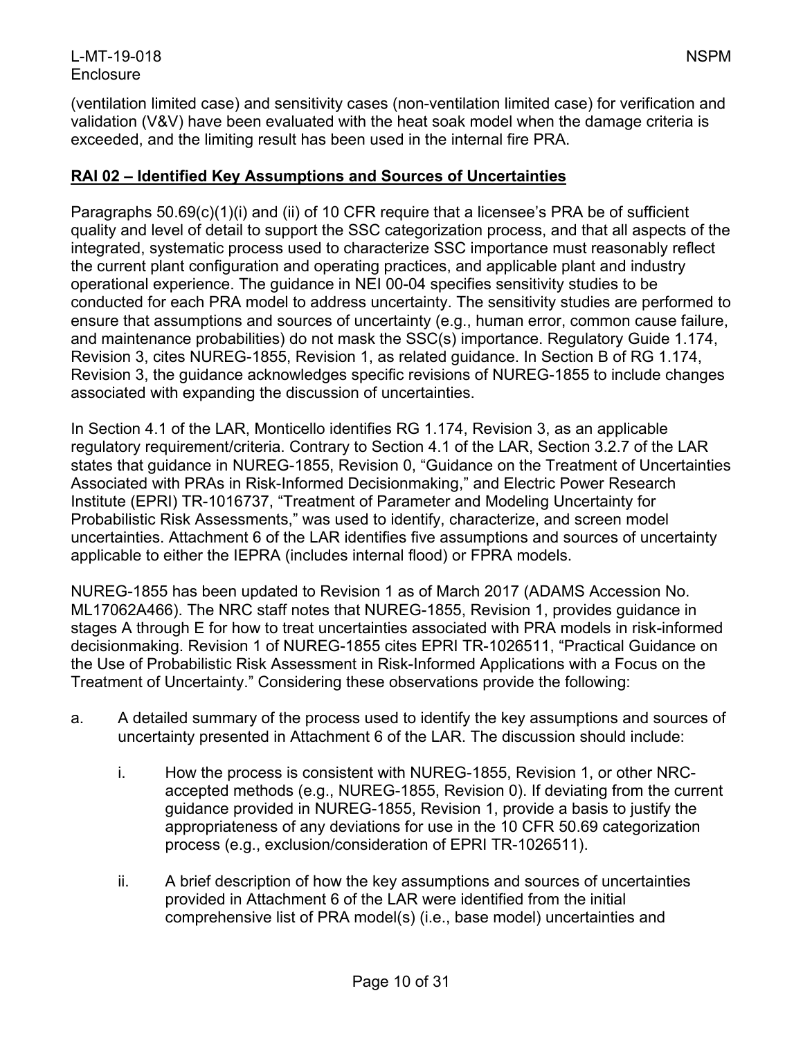(ventilation limited case) and sensitivity cases (non-ventilation limited case) for verification and validation (V&V) have been evaluated with the heat soak model when the damage criteria is exceeded, and the limiting result has been used in the internal fire PRA.

## RAI 02 – Identified Key Assumptions and Sources of Uncertainties

Paragraphs 50.69(c)(1)(i) and (ii) of 10 CFR require that a licensee's PRA be of sufficient quality and level of detail to support the SSC categorization process, and that all aspects of the integrated, systematic process used to characterize SSC importance must reasonably reflect the current plant configuration and operating practices, and applicable plant and industry operational experience. The guidance in NEI 00-04 specifies sensitivity studies to be conducted for each PRA model to address uncertainty. The sensitivity studies are performed to ensure that assumptions and sources of uncertainty (e.g., human error, common cause failure, and maintenance probabilities) do not mask the SSC(s) importance. Regulatory Guide 1.174, Revision 3, cites NUREG-1855, Revision 1, as related guidance. In Section B of RG 1.174, Revision 3, the guidance acknowledges specific revisions of NUREG-1855 to include changes associated with expanding the discussion of uncertainties.

In Section 4.1 of the LAR, Monticello identifies RG 1.174, Revision 3, as an applicable regulatory requirement/criteria. Contrary to Section 4.1 of the LAR, Section 3.2.7 of the LAR states that guidance in NUREG-1855, Revision 0, "Guidance on the Treatment of Uncertainties Associated with PRAs in Risk-Informed Decisionmaking," and Electric Power Research Institute (EPRI) TR-1016737, "Treatment of Parameter and Modeling Uncertainty for Probabilistic Risk Assessments," was used to identify, characterize, and screen model uncertainties. Attachment 6 of the LAR identifies five assumptions and sources of uncertainty applicable to either the IEPRA (includes internal flood) or FPRA models.

NUREG-1855 has been updated to Revision 1 as of March 2017 (ADAMS Accession No. ML17062A466). The NRC staff notes that NUREG-1855, Revision 1, provides guidance in stages A through E for how to treat uncertainties associated with PRA models in risk-informed decisionmaking. Revision 1 of NUREG-1855 cites EPRI TR-1026511, "Practical Guidance on the Use of Probabilistic Risk Assessment in Risk-Informed Applications with a Focus on the Treatment of Uncertainty." Considering these observations provide the following:

a. A detailed summary of the process used to identify the key assumptions and sources of uncertainty presented in Attachment 6 of the LAR. The discussion should include:

   i. How the process is consistent with NUREG-1855, Revision 1, or other NRC-accepted methods (e.g., NUREG-1855, Revision 0). If deviating from the current guidance provided in NUREG-1855, Revision 1, provide a basis to justify the appropriateness of any deviations for use in the 10 CFR 50.69 categorization process (e.g., exclusion/consideration of EPRI TR-1026511).

   ii. A brief description of how the key assumptions and sources of uncertainties provided in Attachment 6 of the LAR were identified from the initial comprehensive list of PRA model(s) (i.e., base model) uncertainties and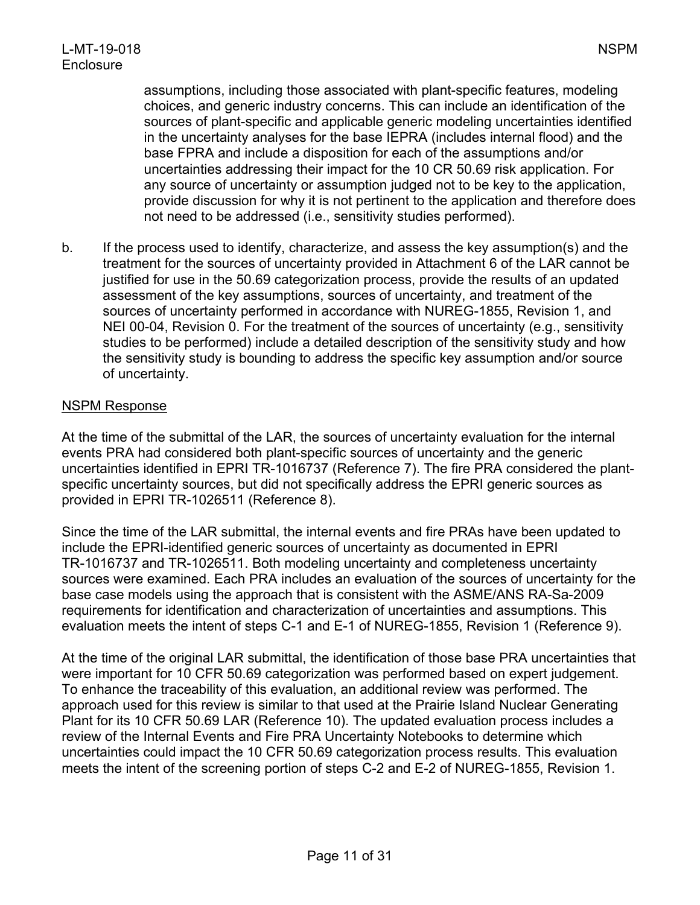assumptions, including those associated with plant-specific features, modeling choices, and generic industry concerns. This can include an identification of the sources of plant-specific and applicable generic modeling uncertainties identified in the uncertainty analyses for the base IEPRA (includes internal flood) and the base FPRA and include a disposition for each of the assumptions and/or uncertainties addressing their impact for the 10 CR 50.69 risk application. For any source of uncertainty or assumption judged not to be key to the application, provide discussion for why it is not pertinent to the application and therefore does not need to be addressed (i.e., sensitivity studies performed).

b. If the process used to identify, characterize, and assess the key assumption(s) and the treatment for the sources of uncertainty provided in Attachment 6 of the LAR cannot be justified for use in the 50.69 categorization process, provide the results of an updated assessment of the key assumptions, sources of uncertainty, and treatment of the sources of uncertainty performed in accordance with NUREG-1855, Revision 1, and NEI 00-04, Revision 0. For the treatment of the sources of uncertainty (e.g., sensitivity studies to be performed) include a detailed description of the sensitivity study and how the sensitivity study is bounding to address the specific key assumption and/or source of uncertainty.

NSPM Response

At the time of the submittal of the LAR, the sources of uncertainty evaluation for the internal events PRA had considered both plant-specific sources of uncertainty and the generic uncertainties identified in EPRI TR-1016737 (Reference 7). The fire PRA considered the plant-specific uncertainty sources, but did not specifically address the EPRI generic sources as provided in EPRI TR-1026511 (Reference 8).

Since the time of the LAR submittal, the internal events and fire PRAs have been updated to include the EPRI-identified generic sources of uncertainty as documented in EPRI TR-1016737 and TR-1026511. Both modeling uncertainty and completeness uncertainty sources were examined. Each PRA includes an evaluation of the sources of uncertainty for the base case models using the approach that is consistent with the ASME/ANS RA-Sa-2009 requirements for identification and characterization of uncertainties and assumptions. This evaluation meets the intent of steps C-1 and E-1 of NUREG-1855, Revision 1 (Reference 9).

At the time of the original LAR submittal, the identification of those base PRA uncertainties that were important for 10 CFR 50.69 categorization was performed based on expert judgement. To enhance the traceability of this evaluation, an additional review was performed. The approach used for this review is similar to that used at the Prairie Island Nuclear Generating Plant for its 10 CFR 50.69 LAR (Reference 10). The updated evaluation process includes a review of the Internal Events and Fire PRA Uncertainty Notebooks to determine which uncertainties could impact the 10 CFR 50.69 categorization process results. This evaluation meets the intent of the screening portion of steps C-2 and E-2 of NUREG-1855, Revision 1.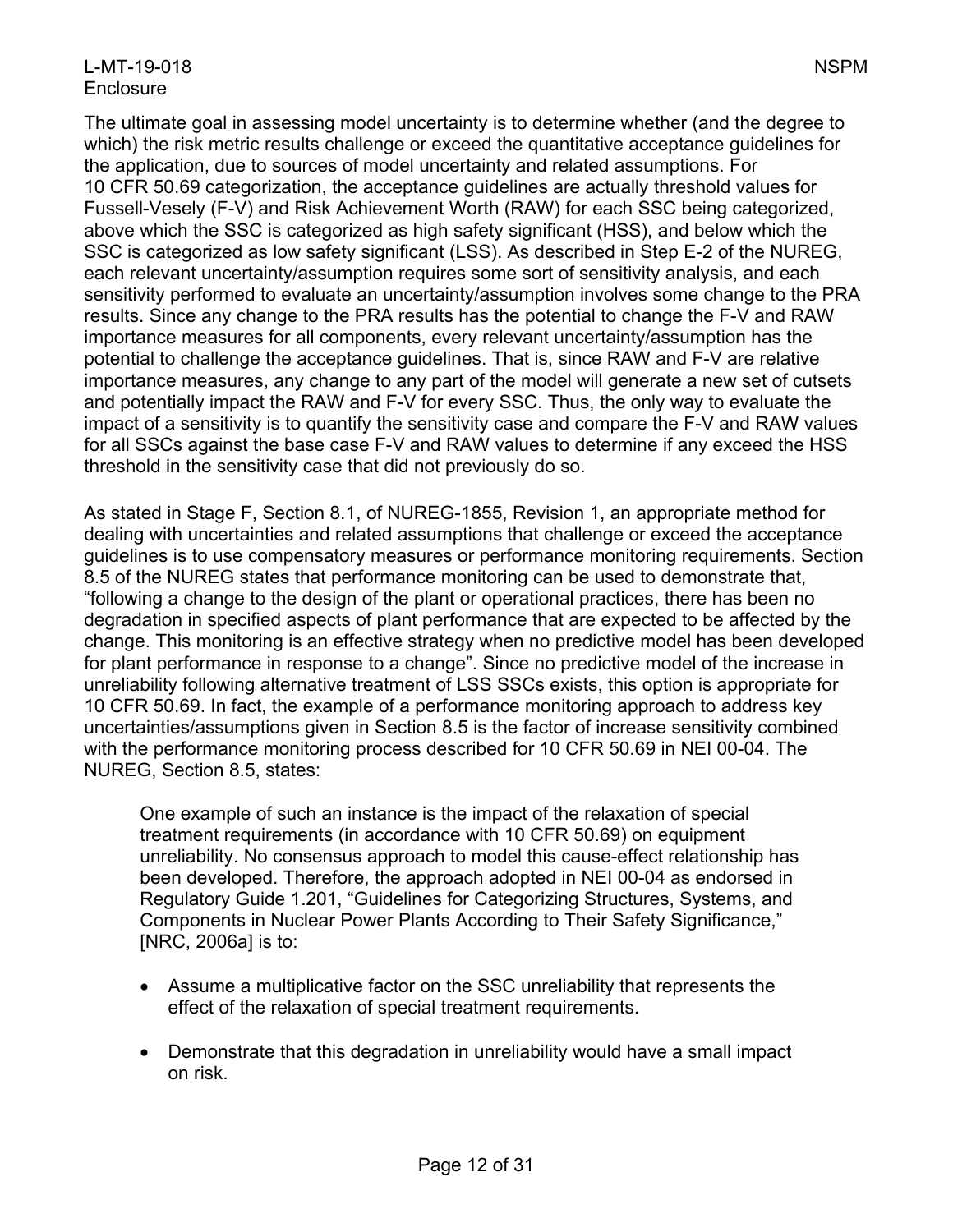The ultimate goal in assessing model uncertainty is to determine whether (and the degree to which) the risk metric results challenge or exceed the quantitative acceptance guidelines for the application, due to sources of model uncertainty and related assumptions. For 10 CFR 50.69 categorization, the acceptance guidelines are actually threshold values for Fussell-Vesely (F-V) and Risk Achievement Worth (RAW) for each SSC being categorized, above which the SSC is categorized as high safety significant (HSS), and below which the SSC is categorized as low safety significant (LSS). As described in Step E-2 of the NUREG, each relevant uncertainty/assumption requires some sort of sensitivity analysis, and each sensitivity performed to evaluate an uncertainty/assumption involves some change to the PRA results. Since any change to the PRA results has the potential to change the F-V and RAW importance measures for all components, every relevant uncertainty/assumption has the potential to challenge the acceptance guidelines. That is, since RAW and F-V are relative importance measures, any change to any part of the model will generate a new set of cutsets and potentially impact the RAW and F-V for every SSC. Thus, the only way to evaluate the impact of a sensitivity is to quantify the sensitivity case and compare the F-V and RAW values for all SSCs against the base case F-V and RAW values to determine if any exceed the HSS threshold in the sensitivity case that did not previously do so.

As stated in Stage F, Section 8.1, of NUREG-1855, Revision 1, an appropriate method for dealing with uncertainties and related assumptions that challenge or exceed the acceptance guidelines is to use compensatory measures or performance monitoring requirements. Section 8.5 of the NUREG states that performance monitoring can be used to demonstrate that, "following a change to the design of the plant or operational practices, there has been no degradation in specified aspects of plant performance that are expected to be affected by the change. This monitoring is an effective strategy when no predictive model has been developed for plant performance in response to a change". Since no predictive model of the increase in unreliability following alternative treatment of LSS SSCs exists, this option is appropriate for 10 CFR 50.69. In fact, the example of a performance monitoring approach to address key uncertainties/assumptions given in Section 8.5 is the factor of increase sensitivity combined with the performance monitoring process described for 10 CFR 50.69 in NEI 00-04. The NUREG, Section 8.5, states:

> One example of such an instance is the impact of the relaxation of special treatment requirements (in accordance with 10 CFR 50.69) on equipment unreliability. No consensus approach to model this cause-effect relationship has been developed. Therefore, the approach adopted in NEI 00-04 as endorsed in Regulatory Guide 1.201, "Guidelines for Categorizing Structures, Systems, and Components in Nuclear Power Plants According to Their Safety Significance," [NRC, 2006a] is to:
>
> - Assume a multiplicative factor on the SSC unreliability that represents the effect of the relaxation of special treatment requirements.
>
> - Demonstrate that this degradation in unreliability would have a small impact on risk.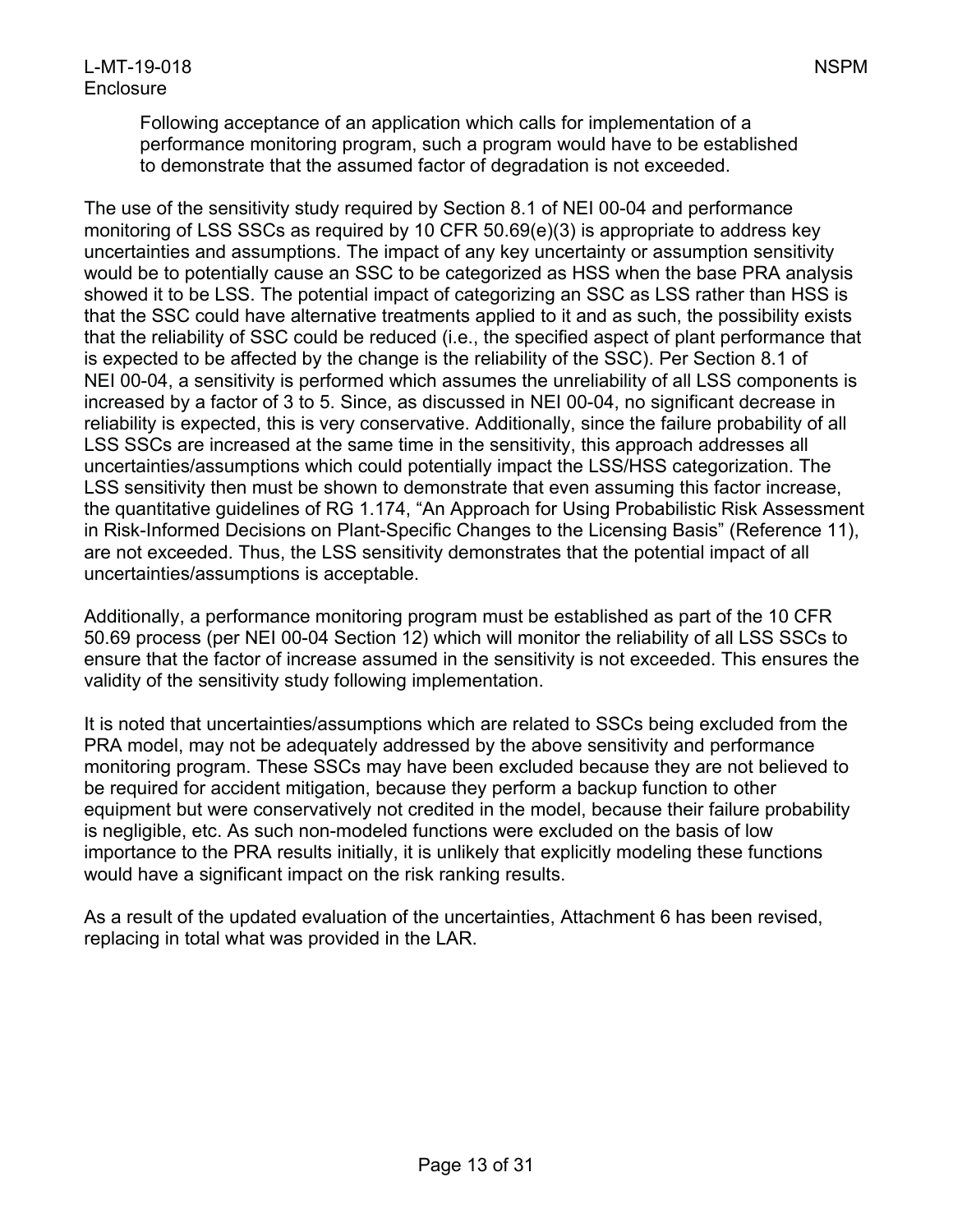> Following acceptance of an application which calls for implementation of a performance monitoring program, such a program would have to be established to demonstrate that the assumed factor of degradation is not exceeded.

The use of the sensitivity study required by Section 8.1 of NEI 00-04 and performance monitoring of LSS SSCs as required by 10 CFR 50.69(e)(3) is appropriate to address key uncertainties and assumptions. The impact of any key uncertainty or assumption sensitivity would be to potentially cause an SSC to be categorized as HSS when the base PRA analysis showed it to be LSS. The potential impact of categorizing an SSC as LSS rather than HSS is that the SSC could have alternative treatments applied to it and as such, the possibility exists that the reliability of SSC could be reduced (i.e., the specified aspect of plant performance that is expected to be affected by the change is the reliability of the SSC). Per Section 8.1 of NEI 00-04, a sensitivity is performed which assumes the unreliability of all LSS components is increased by a factor of 3 to 5. Since, as discussed in NEI 00-04, no significant decrease in reliability is expected, this is very conservative. Additionally, since the failure probability of all LSS SSCs are increased at the same time in the sensitivity, this approach addresses all uncertainties/assumptions which could potentially impact the LSS/HSS categorization. The LSS sensitivity then must be shown to demonstrate that even assuming this factor increase, the quantitative guidelines of RG 1.174, "An Approach for Using Probabilistic Risk Assessment in Risk-Informed Decisions on Plant-Specific Changes to the Licensing Basis" (Reference 11), are not exceeded. Thus, the LSS sensitivity demonstrates that the potential impact of all uncertainties/assumptions is acceptable.

Additionally, a performance monitoring program must be established as part of the 10 CFR 50.69 process (per NEI 00-04 Section 12) which will monitor the reliability of all LSS SSCs to ensure that the factor of increase assumed in the sensitivity is not exceeded. This ensures the validity of the sensitivity study following implementation.

It is noted that uncertainties/assumptions which are related to SSCs being excluded from the PRA model, may not be adequately addressed by the above sensitivity and performance monitoring program. These SSCs may have been excluded because they are not believed to be required for accident mitigation, because they perform a backup function to other equipment but were conservatively not credited in the model, because their failure probability is negligible, etc. As such non-modeled functions were excluded on the basis of low importance to the PRA results initially, it is unlikely that explicitly modeling these functions would have a significant impact on the risk ranking results.

As a result of the updated evaluation of the uncertainties, Attachment 6 has been revised, replacing in total what was provided in the LAR.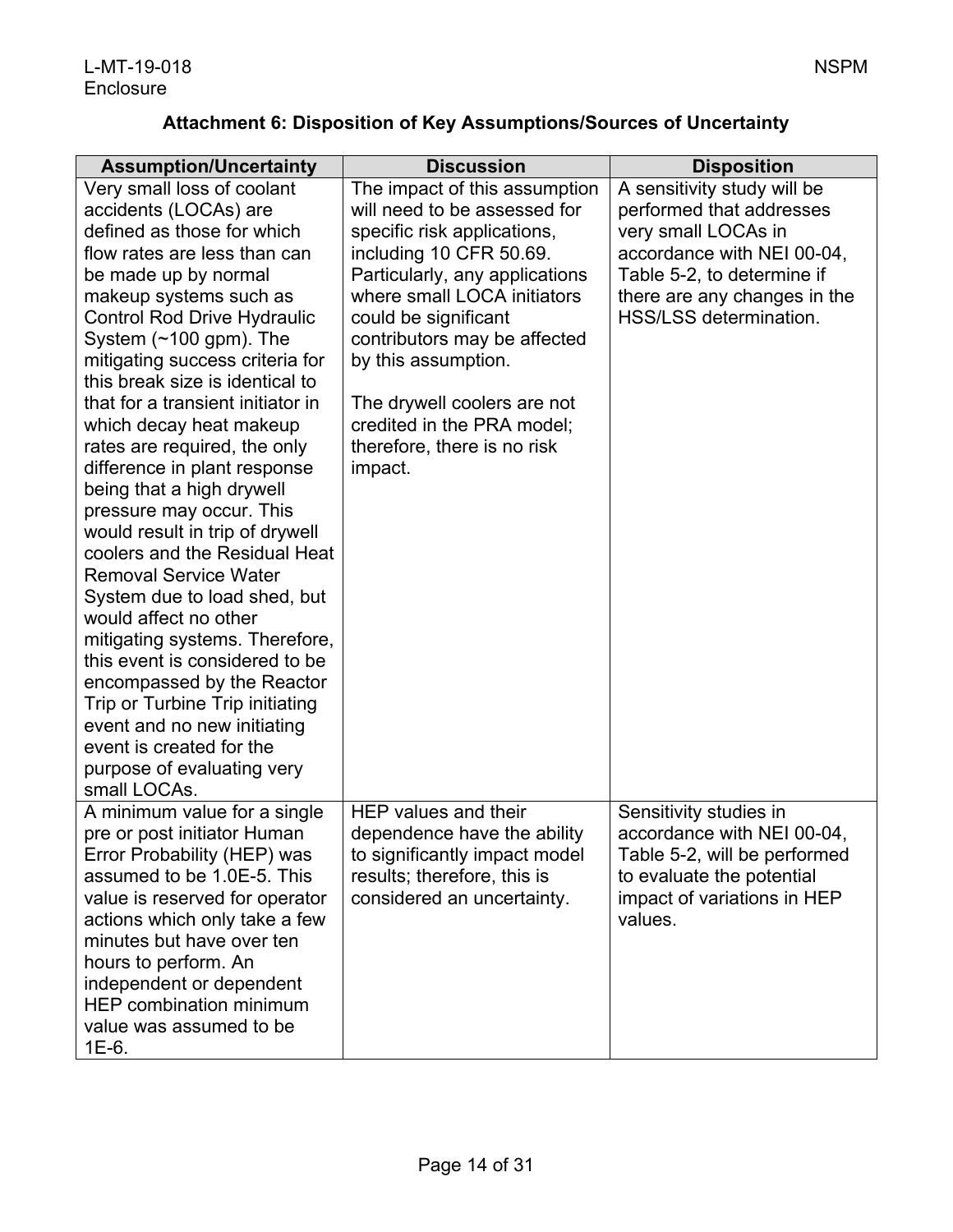### Attachment 6: Disposition of Key Assumptions/Sources of Uncertainty

| Assumption/Uncertainty | Discussion | Disposition |
|---|---|---|
| Very small loss of coolant accidents (LOCAs) are defined as those for which flow rates are less than can be made up by normal makeup systems such as Control Rod Drive Hydraulic System (~100 gpm). The mitigating success criteria for this break size is identical to that for a transient initiator in which decay heat makeup rates are required, the only difference in plant response being that a high drywell pressure may occur. This would result in trip of drywell coolers and the Residual Heat Removal Service Water System due to load shed, but would affect no other mitigating systems. Therefore, this event is considered to be encompassed by the Reactor Trip or Turbine Trip initiating event and no new initiating event is created for the purpose of evaluating very small LOCAs. | The impact of this assumption will need to be assessed for specific risk applications, including 10 CFR 50.69. Particularly, any applications where small LOCA initiators could be significant contributors may be affected by this assumption.<br><br>The drywell coolers are not credited in the PRA model; therefore, there is no risk impact. | A sensitivity study will be performed that addresses very small LOCAs in accordance with NEI 00-04, Table 5-2, to determine if there are any changes in the HSS/LSS determination. |
| A minimum value for a single pre or post initiator Human Error Probability (HEP) was assumed to be 1.0E-5. This value is reserved for operator actions which only take a few minutes but have over ten hours to perform. An independent or dependent HEP combination minimum value was assumed to be 1E-6. | HEP values and their dependence have the ability to significantly impact model results; therefore, this is considered an uncertainty. | Sensitivity studies in accordance with NEI 00-04, Table 5-2, will be performed to evaluate the potential impact of variations in HEP values. |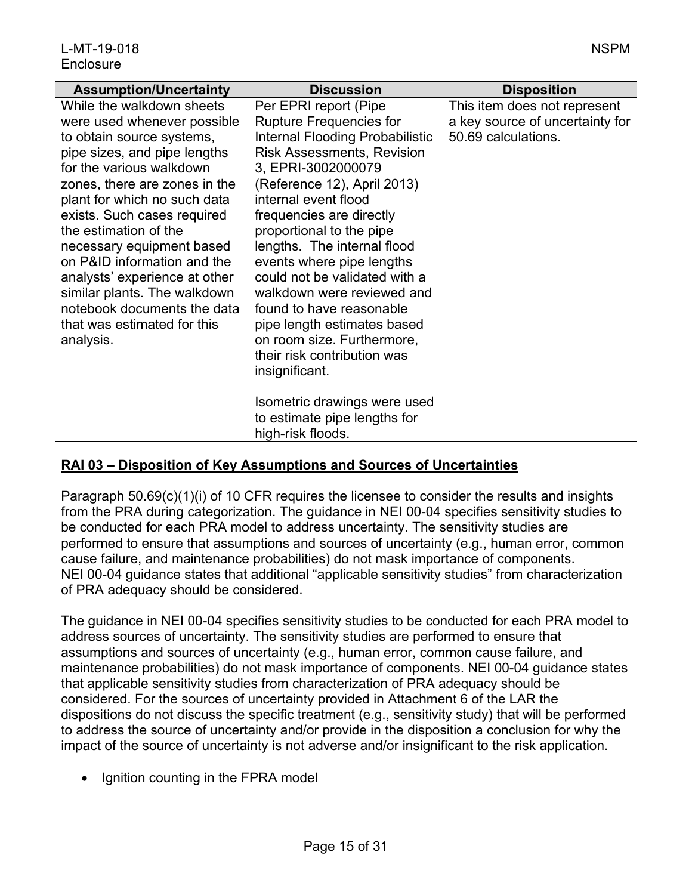| Assumption/Uncertainty | Discussion | Disposition |
|---|---|---|
| While the walkdown sheets were used whenever possible to obtain source systems, pipe sizes, and pipe lengths for the various walkdown zones, there are zones in the plant for which no such data exists. Such cases required the estimation of the necessary equipment based on P&ID information and the analysts' experience at other similar plants. The walkdown notebook documents the data that was estimated for this analysis. | Per EPRI report (Pipe Rupture Frequencies for Internal Flooding Probabilistic Risk Assessments, Revision 3, EPRI-3002000079 (Reference 12), April 2013) internal event flood frequencies are directly proportional to the pipe lengths. The internal flood events where pipe lengths could not be validated with a walkdown were reviewed and found to have reasonable pipe length estimates based on room size. Furthermore, their risk contribution was insignificant.<br><br>Isometric drawings were used to estimate pipe lengths for high-risk floods. | This item does not represent a key source of uncertainty for 50.69 calculations. |

**RAI 03 – Disposition of Key Assumptions and Sources of Uncertainties**

Paragraph 50.69(c)(1)(i) of 10 CFR requires the licensee to consider the results and insights from the PRA during categorization. The guidance in NEI 00-04 specifies sensitivity studies to be conducted for each PRA model to address uncertainty. The sensitivity studies are performed to ensure that assumptions and sources of uncertainty (e.g., human error, common cause failure, and maintenance probabilities) do not mask importance of components. NEI 00-04 guidance states that additional "applicable sensitivity studies" from characterization of PRA adequacy should be considered.

The guidance in NEI 00-04 specifies sensitivity studies to be conducted for each PRA model to address sources of uncertainty. The sensitivity studies are performed to ensure that assumptions and sources of uncertainty (e.g., human error, common cause failure, and maintenance probabilities) do not mask importance of components. NEI 00-04 guidance states that applicable sensitivity studies from characterization of PRA adequacy should be considered. For the sources of uncertainty provided in Attachment 6 of the LAR the dispositions do not discuss the specific treatment (e.g., sensitivity study) that will be performed to address the source of uncertainty and/or provide in the disposition a conclusion for why the impact of the source of uncertainty is not adverse and/or insignificant to the risk application.

- Ignition counting in the FPRA model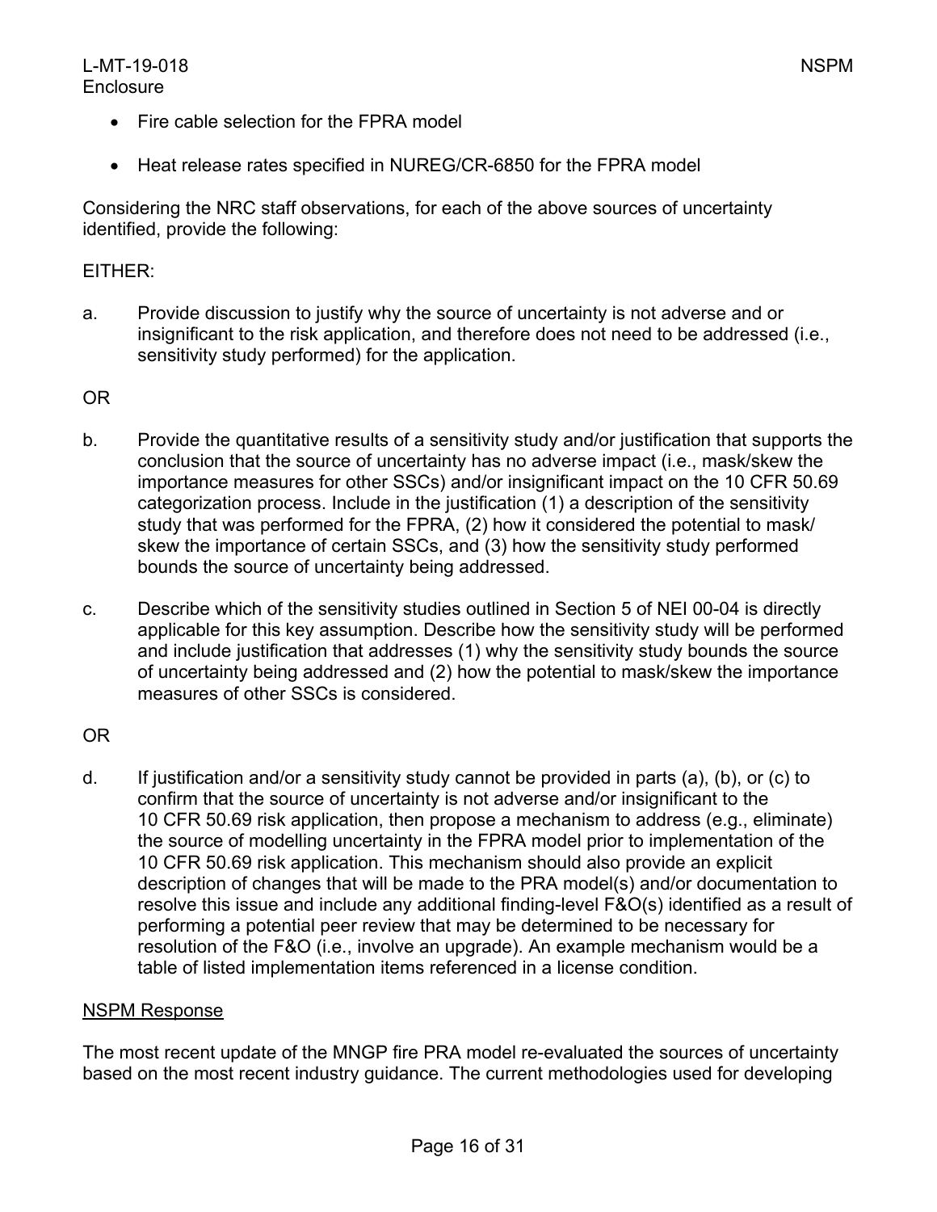- Fire cable selection for the FPRA model
- Heat release rates specified in NUREG/CR-6850 for the FPRA model

Considering the NRC staff observations, for each of the above sources of uncertainty identified, provide the following:

EITHER:

a. Provide discussion to justify why the source of uncertainty is not adverse and or insignificant to the risk application, and therefore does not need to be addressed (i.e., sensitivity study performed) for the application.

OR

b. Provide the quantitative results of a sensitivity study and/or justification that supports the conclusion that the source of uncertainty has no adverse impact (i.e., mask/skew the importance measures for other SSCs) and/or insignificant impact on the 10 CFR 50.69 categorization process. Include in the justification (1) a description of the sensitivity study that was performed for the FPRA, (2) how it considered the potential to mask/ skew the importance of certain SSCs, and (3) how the sensitivity study performed bounds the source of uncertainty being addressed.

c. Describe which of the sensitivity studies outlined in Section 5 of NEI 00-04 is directly applicable for this key assumption. Describe how the sensitivity study will be performed and include justification that addresses (1) why the sensitivity study bounds the source of uncertainty being addressed and (2) how the potential to mask/skew the importance measures of other SSCs is considered.

OR

d. If justification and/or a sensitivity study cannot be provided in parts (a), (b), or (c) to confirm that the source of uncertainty is not adverse and/or insignificant to the 10 CFR 50.69 risk application, then propose a mechanism to address (e.g., eliminate) the source of modelling uncertainty in the FPRA model prior to implementation of the 10 CFR 50.69 risk application. This mechanism should also provide an explicit description of changes that will be made to the PRA model(s) and/or documentation to resolve this issue and include any additional finding-level F&O(s) identified as a result of performing a potential peer review that may be determined to be necessary for resolution of the F&O (i.e., involve an upgrade). An example mechanism would be a table of listed implementation items referenced in a license condition.

<u>NSPM Response</u>

The most recent update of the MNGP fire PRA model re-evaluated the sources of uncertainty based on the most recent industry guidance. The current methodologies used for developing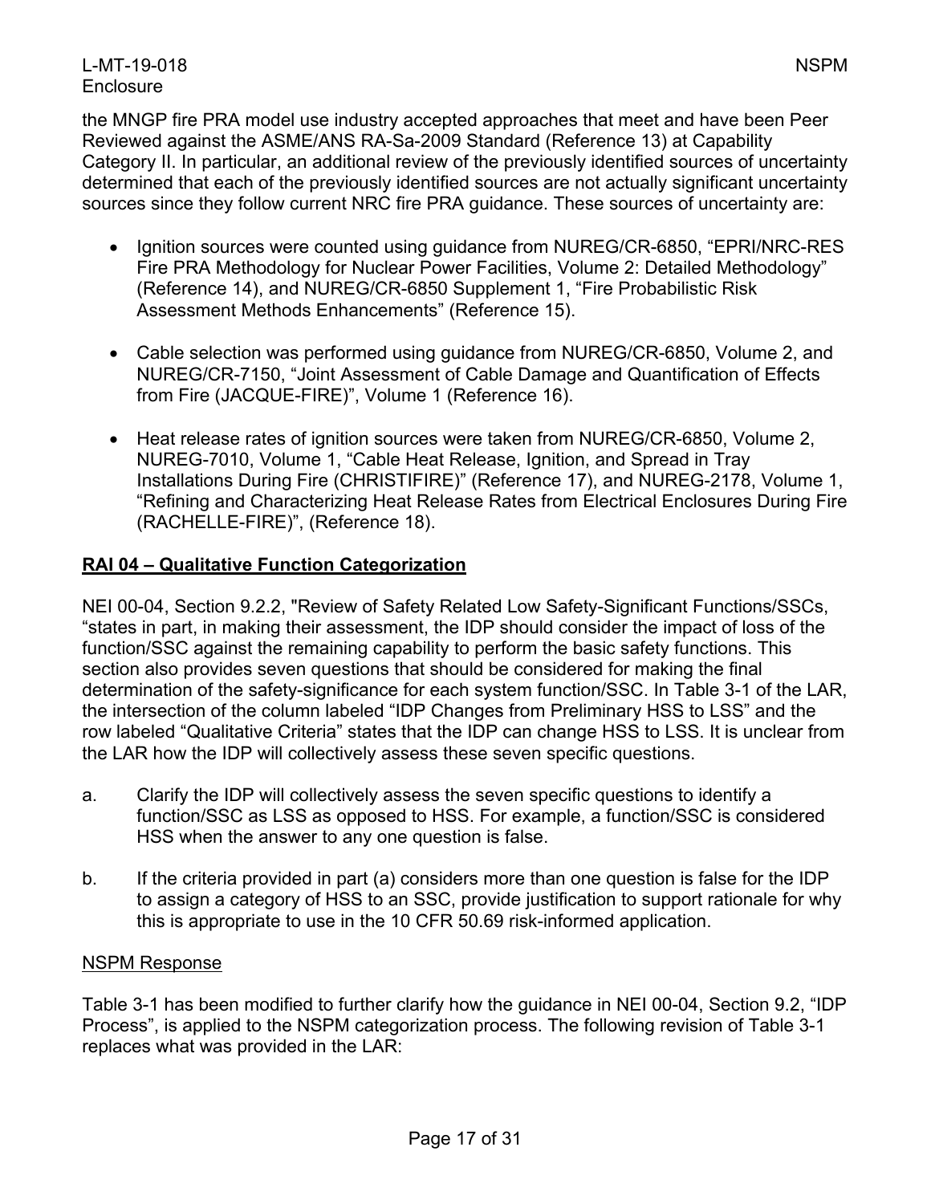the MNGP fire PRA model use industry accepted approaches that meet and have been Peer Reviewed against the ASME/ANS RA-Sa-2009 Standard (Reference 13) at Capability Category II. In particular, an additional review of the previously identified sources of uncertainty determined that each of the previously identified sources are not actually significant uncertainty sources since they follow current NRC fire PRA guidance. These sources of uncertainty are:

- Ignition sources were counted using guidance from NUREG/CR-6850, “EPRI/NRC-RES Fire PRA Methodology for Nuclear Power Facilities, Volume 2: Detailed Methodology” (Reference 14), and NUREG/CR-6850 Supplement 1, “Fire Probabilistic Risk Assessment Methods Enhancements” (Reference 15).

- Cable selection was performed using guidance from NUREG/CR-6850, Volume 2, and NUREG/CR-7150, “Joint Assessment of Cable Damage and Quantification of Effects from Fire (JACQUE-FIRE)”, Volume 1 (Reference 16).

- Heat release rates of ignition sources were taken from NUREG/CR-6850, Volume 2, NUREG-7010, Volume 1, “Cable Heat Release, Ignition, and Spread in Tray Installations During Fire (CHRISTIFIRE)” (Reference 17), and NUREG-2178, Volume 1, “Refining and Characterizing Heat Release Rates from Electrical Enclosures During Fire (RACHELLE-FIRE)”, (Reference 18).

**RAI 04 – Qualitative Function Categorization**

NEI 00-04, Section 9.2.2, "Review of Safety Related Low Safety-Significant Functions/SSCs, “states in part, in making their assessment, the IDP should consider the impact of loss of the function/SSC against the remaining capability to perform the basic safety functions. This section also provides seven questions that should be considered for making the final determination of the safety-significance for each system function/SSC. In Table 3-1 of the LAR, the intersection of the column labeled “IDP Changes from Preliminary HSS to LSS” and the row labeled “Qualitative Criteria” states that the IDP can change HSS to LSS. It is unclear from the LAR how the IDP will collectively assess these seven specific questions.

a. Clarify the IDP will collectively assess the seven specific questions to identify a function/SSC as LSS as opposed to HSS. For example, a function/SSC is considered HSS when the answer to any one question is false.

b. If the criteria provided in part (a) considers more than one question is false for the IDP to assign a category of HSS to an SSC, provide justification to support rationale for why this is appropriate to use in the 10 CFR 50.69 risk-informed application.

NSPM Response

Table 3-1 has been modified to further clarify how the guidance in NEI 00-04, Section 9.2, “IDP Process”, is applied to the NSPM categorization process. The following revision of Table 3-1 replaces what was provided in the LAR: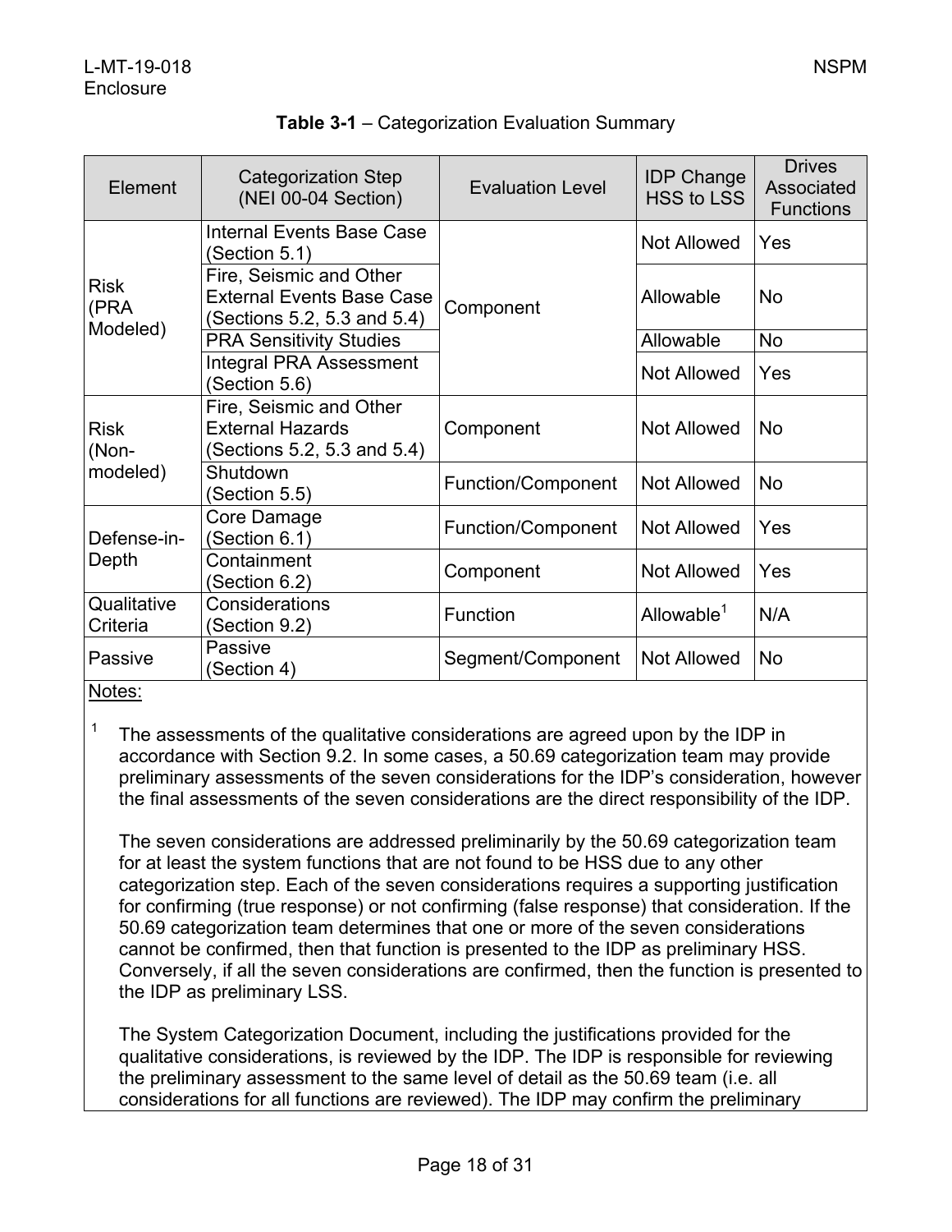**Table 3-1** – Categorization Evaluation Summary

| Element | Categorization Step (NEI 00-04 Section) | Evaluation Level | IDP Change HSS to LSS | Drives Associated Functions |
|---|---|---|---|---|
| Risk (PRA Modeled) | Internal Events Base Case (Section 5.1) | Component | Not Allowed | Yes |
| | Fire, Seismic and Other External Events Base Case (Sections 5.2, 5.3 and 5.4) | | Allowable | No |
| | PRA Sensitivity Studies | | Allowable | No |
| | Integral PRA Assessment (Section 5.6) | | Not Allowed | Yes |
| Risk (Non-modeled) | Fire, Seismic and Other External Hazards (Sections 5.2, 5.3 and 5.4) | Component | Not Allowed | No |
| | Shutdown (Section 5.5) | Function/Component | Not Allowed | No |
| Defense-in-Depth | Core Damage (Section 6.1) | Function/Component | Not Allowed | Yes |
| | Containment (Section 6.2) | Component | Not Allowed | Yes |
| Qualitative Criteria | Considerations (Section 9.2) | Function | Allowable[1] | N/A |
| Passive | Passive (Section 4) | Segment/Component | Not Allowed | No |

Notes:

[1] The assessments of the qualitative considerations are agreed upon by the IDP in accordance with Section 9.2. In some cases, a 50.69 categorization team may provide preliminary assessments of the seven considerations for the IDP's consideration, however the final assessments of the seven considerations are the direct responsibility of the IDP.

The seven considerations are addressed preliminarily by the 50.69 categorization team for at least the system functions that are not found to be HSS due to any other categorization step. Each of the seven considerations requires a supporting justification for confirming (true response) or not confirming (false response) that consideration. If the 50.69 categorization team determines that one or more of the seven considerations cannot be confirmed, then that function is presented to the IDP as preliminary HSS. Conversely, if all the seven considerations are confirmed, then the function is presented to the IDP as preliminary LSS.

The System Categorization Document, including the justifications provided for the qualitative considerations, is reviewed by the IDP. The IDP is responsible for reviewing the preliminary assessment to the same level of detail as the 50.69 team (i.e. all considerations for all functions are reviewed). The IDP may confirm the preliminary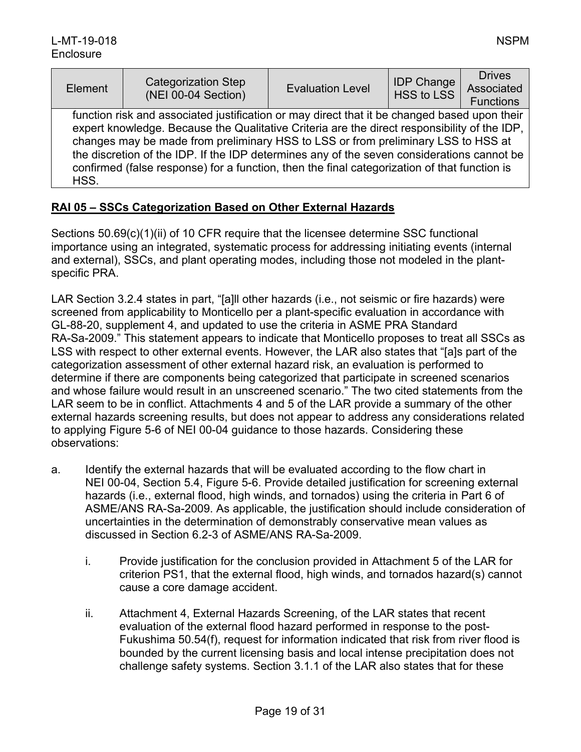| Element | Categorization Step (NEI 00-04 Section) | Evaluation Level | IDP Change HSS to LSS | Drives Associated Functions |
|---|---|---|---|---|
| function risk and associated justification or may direct that it be changed based upon their expert knowledge. Because the Qualitative Criteria are the direct responsibility of the IDP, changes may be made from preliminary HSS to LSS or from preliminary LSS to HSS at the discretion of the IDP. If the IDP determines any of the seven considerations cannot be confirmed (false response) for a function, then the final categorization of that function is HSS. | | | | |

**RAI 05 – SSCs Categorization Based on Other External Hazards**

Sections 50.69(c)(1)(ii) of 10 CFR require that the licensee determine SSC functional importance using an integrated, systematic process for addressing initiating events (internal and external), SSCs, and plant operating modes, including those not modeled in the plant-specific PRA.

LAR Section 3.2.4 states in part, "[a]ll other hazards (i.e., not seismic or fire hazards) were screened from applicability to Monticello per a plant-specific evaluation in accordance with GL-88-20, supplement 4, and updated to use the criteria in ASME PRA Standard RA-Sa-2009." This statement appears to indicate that Monticello proposes to treat all SSCs as LSS with respect to other external events. However, the LAR also states that "[a]s part of the categorization assessment of other external hazard risk, an evaluation is performed to determine if there are components being categorized that participate in screened scenarios and whose failure would result in an unscreened scenario." The two cited statements from the LAR seem to be in conflict. Attachments 4 and 5 of the LAR provide a summary of the other external hazards screening results, but does not appear to address any considerations related to applying Figure 5-6 of NEI 00-04 guidance to those hazards. Considering these observations:

a. Identify the external hazards that will be evaluated according to the flow chart in NEI 00-04, Section 5.4, Figure 5-6. Provide detailed justification for screening external hazards (i.e., external flood, high winds, and tornados) using the criteria in Part 6 of ASME/ANS RA-Sa-2009. As applicable, the justification should include consideration of uncertainties in the determination of demonstrably conservative mean values as discussed in Section 6.2-3 of ASME/ANS RA-Sa-2009.

    i. Provide justification for the conclusion provided in Attachment 5 of the LAR for criterion PS1, that the external flood, high winds, and tornados hazard(s) cannot cause a core damage accident.

    ii. Attachment 4, External Hazards Screening, of the LAR states that recent evaluation of the external flood hazard performed in response to the post-Fukushima 50.54(f), request for information indicated that risk from river flood is bounded by the current licensing basis and local intense precipitation does not challenge safety systems. Section 3.1.1 of the LAR also states that for these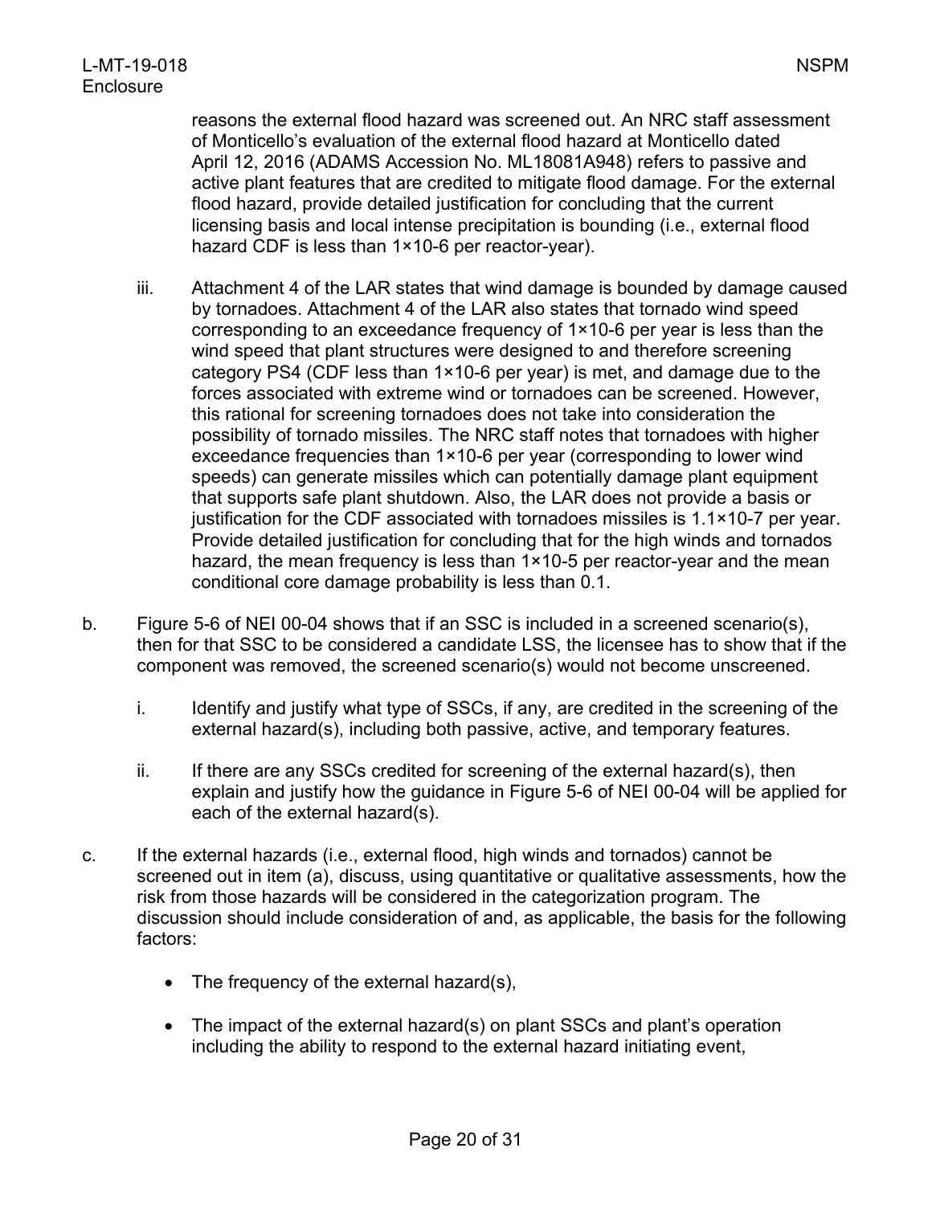reasons the external flood hazard was screened out. An NRC staff assessment of Monticello's evaluation of the external flood hazard at Monticello dated April 12, 2016 (ADAMS Accession No. ML18081A948) refers to passive and active plant features that are credited to mitigate flood damage. For the external flood hazard, provide detailed justification for concluding that the current licensing basis and local intense precipitation is bounding (i.e., external flood hazard CDF is less than $1 \times 10^{-6}$ per reactor-year).

iii. Attachment 4 of the LAR states that wind damage is bounded by damage caused by tornadoes. Attachment 4 of the LAR also states that tornado wind speed corresponding to an exceedance frequency of $1 \times 10^{-6}$ per year is less than the wind speed that plant structures were designed to and therefore screening category PS4 (CDF less than $1 \times 10^{-6}$ per year) is met, and damage due to the forces associated with extreme wind or tornadoes can be screened. However, this rational for screening tornadoes does not take into consideration the possibility of tornado missiles. The NRC staff notes that tornadoes with higher exceedance frequencies than $1 \times 10^{-6}$ per year (corresponding to lower wind speeds) can generate missiles which can potentially damage plant equipment that supports safe plant shutdown. Also, the LAR does not provide a basis or justification for the CDF associated with tornadoes missiles is $1.1 \times 10^{-7}$ per year. Provide detailed justification for concluding that for the high winds and tornados hazard, the mean frequency is less than $1 \times 10^{-5}$ per reactor-year and the mean conditional core damage probability is less than 0.1.

b. Figure 5-6 of NEI 00-04 shows that if an SSC is included in a screened scenario(s), then for that SSC to be considered a candidate LSS, the licensee has to show that if the component was removed, the screened scenario(s) would not become unscreened.

   i. Identify and justify what type of SSCs, if any, are credited in the screening of the external hazard(s), including both passive, active, and temporary features.

   ii. If there are any SSCs credited for screening of the external hazard(s), then explain and justify how the guidance in Figure 5-6 of NEI 00-04 will be applied for each of the external hazard(s).

c. If the external hazards (i.e., external flood, high winds and tornados) cannot be screened out in item (a), discuss, using quantitative or qualitative assessments, how the risk from those hazards will be considered in the categorization program. The discussion should include consideration of and, as applicable, the basis for the following factors:

   - The frequency of the external hazard(s),
   - The impact of the external hazard(s) on plant SSCs and plant's operation including the ability to respond to the external hazard initiating event,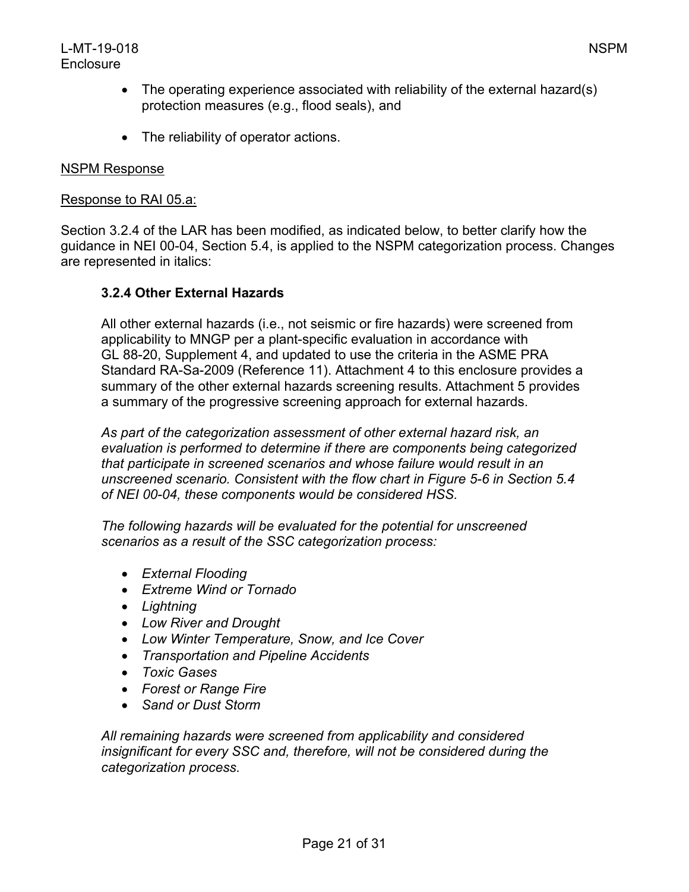- The operating experience associated with reliability of the external hazard(s) protection measures (e.g., flood seals), and
- The reliability of operator actions.

NSPM Response

Response to RAI 05.a:

Section 3.2.4 of the LAR has been modified, as indicated below, to better clarify how the guidance in NEI 00-04, Section 5.4, is applied to the NSPM categorization process. Changes are represented in italics:

**3.2.4 Other External Hazards**

All other external hazards (i.e., not seismic or fire hazards) were screened from applicability to MNGP per a plant-specific evaluation in accordance with GL 88-20, Supplement 4, and updated to use the criteria in the ASME PRA Standard RA-Sa-2009 (Reference 11). Attachment 4 to this enclosure provides a summary of the other external hazards screening results. Attachment 5 provides a summary of the progressive screening approach for external hazards.

*As part of the categorization assessment of other external hazard risk, an evaluation is performed to determine if there are components being categorized that participate in screened scenarios and whose failure would result in an unscreened scenario. Consistent with the flow chart in Figure 5-6 in Section 5.4 of NEI 00-04, these components would be considered HSS.*

*The following hazards will be evaluated for the potential for unscreened scenarios as a result of the SSC categorization process:*

- *External Flooding*
- *Extreme Wind or Tornado*
- *Lightning*
- *Low River and Drought*
- *Low Winter Temperature, Snow, and Ice Cover*
- *Transportation and Pipeline Accidents*
- *Toxic Gases*
- *Forest or Range Fire*
- *Sand or Dust Storm*

*All remaining hazards were screened from applicability and considered insignificant for every SSC and, therefore, will not be considered during the categorization process.*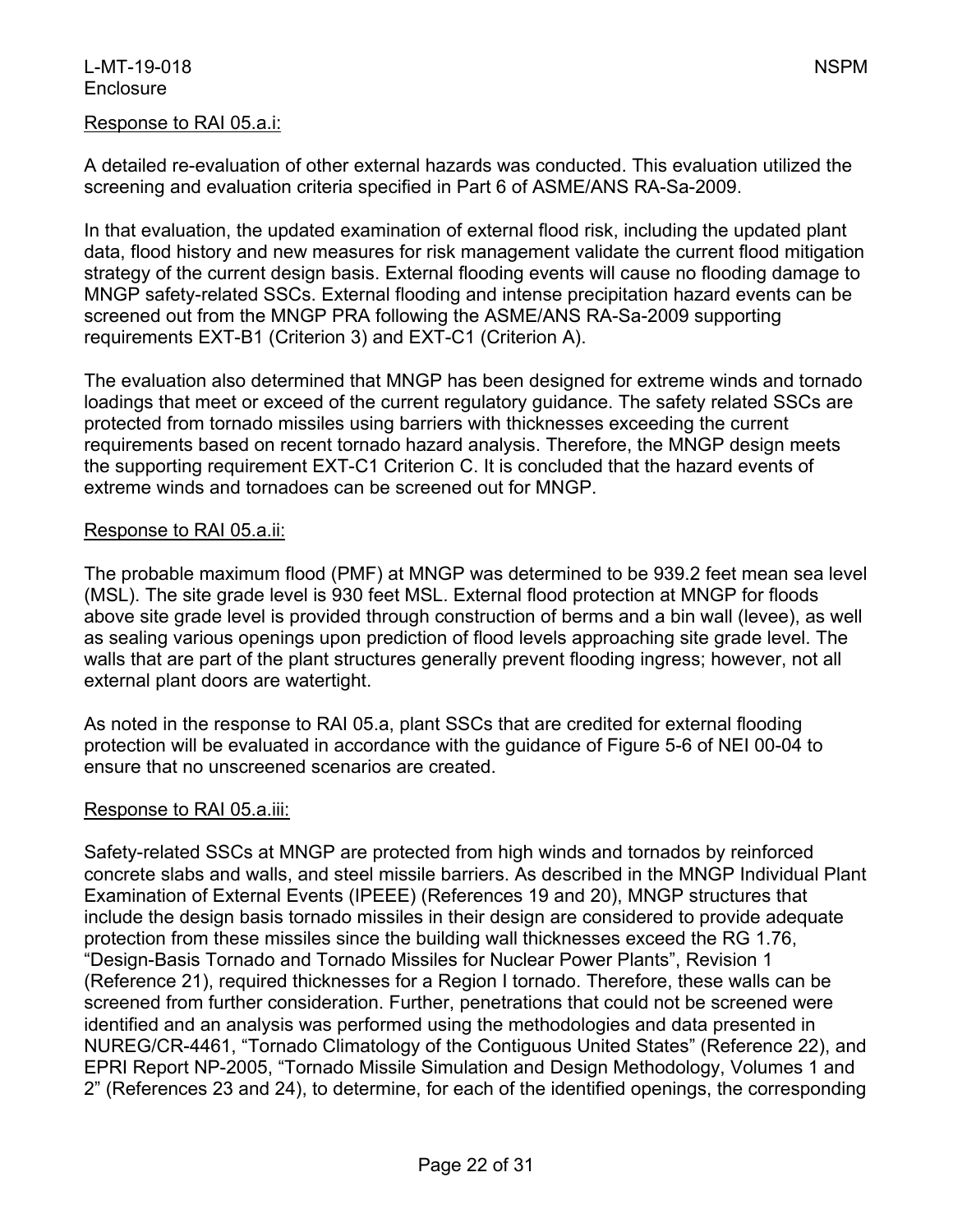Response to RAI 05.a.i:

A detailed re-evaluation of other external hazards was conducted. This evaluation utilized the screening and evaluation criteria specified in Part 6 of ASME/ANS RA-Sa-2009.

In that evaluation, the updated examination of external flood risk, including the updated plant data, flood history and new measures for risk management validate the current flood mitigation strategy of the current design basis. External flooding events will cause no flooding damage to MNGP safety-related SSCs. External flooding and intense precipitation hazard events can be screened out from the MNGP PRA following the ASME/ANS RA-Sa-2009 supporting requirements EXT-B1 (Criterion 3) and EXT-C1 (Criterion A).

The evaluation also determined that MNGP has been designed for extreme winds and tornado loadings that meet or exceed of the current regulatory guidance. The safety related SSCs are protected from tornado missiles using barriers with thicknesses exceeding the current requirements based on recent tornado hazard analysis. Therefore, the MNGP design meets the supporting requirement EXT-C1 Criterion C. It is concluded that the hazard events of extreme winds and tornadoes can be screened out for MNGP.

Response to RAI 05.a.ii:

The probable maximum flood (PMF) at MNGP was determined to be 939.2 feet mean sea level (MSL). The site grade level is 930 feet MSL. External flood protection at MNGP for floods above site grade level is provided through construction of berms and a bin wall (levee), as well as sealing various openings upon prediction of flood levels approaching site grade level. The walls that are part of the plant structures generally prevent flooding ingress; however, not all external plant doors are watertight.

As noted in the response to RAI 05.a, plant SSCs that are credited for external flooding protection will be evaluated in accordance with the guidance of Figure 5-6 of NEI 00-04 to ensure that no unscreened scenarios are created.

Response to RAI 05.a.iii:

Safety-related SSCs at MNGP are protected from high winds and tornados by reinforced concrete slabs and walls, and steel missile barriers. As described in the MNGP Individual Plant Examination of External Events (IPEEE) (References 19 and 20), MNGP structures that include the design basis tornado missiles in their design are considered to provide adequate protection from these missiles since the building wall thicknesses exceed the RG 1.76, "Design-Basis Tornado and Tornado Missiles for Nuclear Power Plants", Revision 1 (Reference 21), required thicknesses for a Region I tornado. Therefore, these walls can be screened from further consideration. Further, penetrations that could not be screened were identified and an analysis was performed using the methodologies and data presented in NUREG/CR-4461, "Tornado Climatology of the Contiguous United States" (Reference 22), and EPRI Report NP-2005, "Tornado Missile Simulation and Design Methodology, Volumes 1 and 2" (References 23 and 24), to determine, for each of the identified openings, the corresponding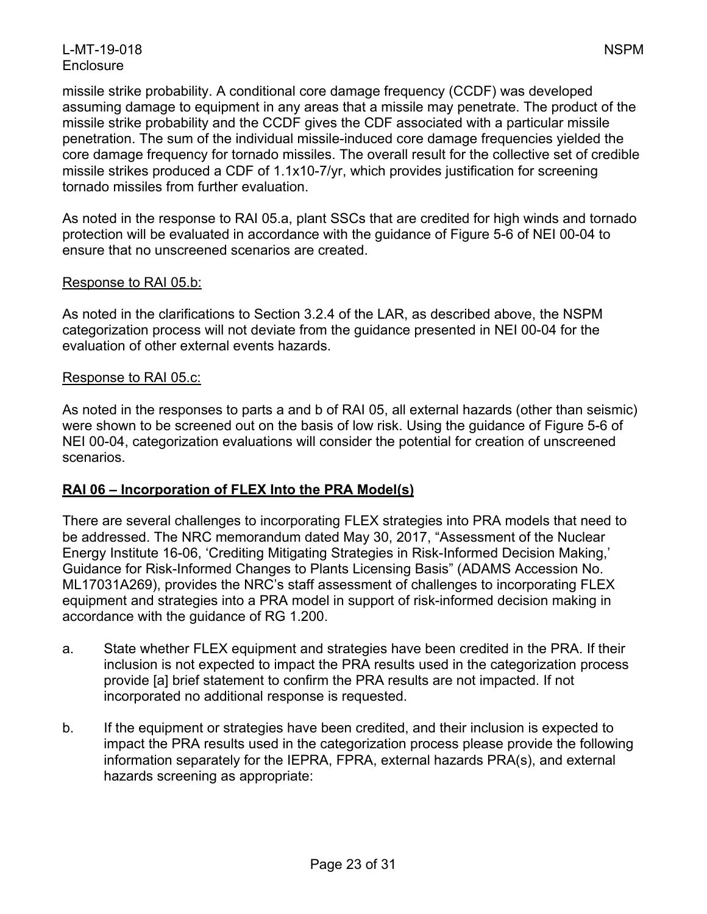missile strike probability. A conditional core damage frequency (CCDF) was developed assuming damage to equipment in any areas that a missile may penetrate. The product of the missile strike probability and the CCDF gives the CDF associated with a particular missile penetration. The sum of the individual missile-induced core damage frequencies yielded the core damage frequency for tornado missiles. The overall result for the collective set of credible missile strikes produced a CDF of $1.1 \times 10^{-7}$/yr, which provides justification for screening tornado missiles from further evaluation.

As noted in the response to RAI 05.a, plant SSCs that are credited for high winds and tornado protection will be evaluated in accordance with the guidance of Figure 5-6 of NEI 00-04 to ensure that no unscreened scenarios are created.

Response to RAI 05.b:

As noted in the clarifications to Section 3.2.4 of the LAR, as described above, the NSPM categorization process will not deviate from the guidance presented in NEI 00-04 for the evaluation of other external events hazards.

Response to RAI 05.c:

As noted in the responses to parts a and b of RAI 05, all external hazards (other than seismic) were shown to be screened out on the basis of low risk. Using the guidance of Figure 5-6 of NEI 00-04, categorization evaluations will consider the potential for creation of unscreened scenarios.

**RAI 06 – Incorporation of FLEX Into the PRA Model(s)**

There are several challenges to incorporating FLEX strategies into PRA models that need to be addressed. The NRC memorandum dated May 30, 2017, "Assessment of the Nuclear Energy Institute 16-06, 'Crediting Mitigating Strategies in Risk-Informed Decision Making,' Guidance for Risk-Informed Changes to Plants Licensing Basis" (ADAMS Accession No. ML17031A269), provides the NRC's staff assessment of challenges to incorporating FLEX equipment and strategies into a PRA model in support of risk-informed decision making in accordance with the guidance of RG 1.200.

a. State whether FLEX equipment and strategies have been credited in the PRA. If their inclusion is not expected to impact the PRA results used in the categorization process provide [a] brief statement to confirm the PRA results are not impacted. If not incorporated no additional response is requested.

b. If the equipment or strategies have been credited, and their inclusion is expected to impact the PRA results used in the categorization process please provide the following information separately for the IEPRA, FPRA, external hazards PRA(s), and external hazards screening as appropriate: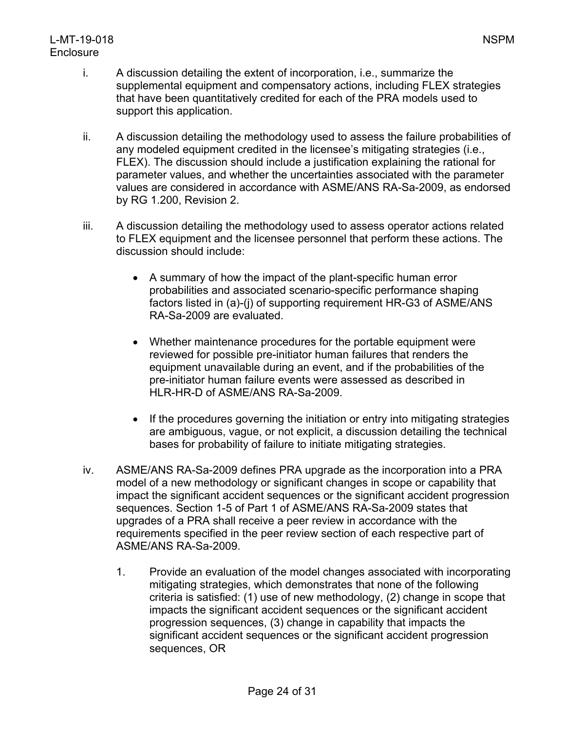i. A discussion detailing the extent of incorporation, i.e., summarize the supplemental equipment and compensatory actions, including FLEX strategies that have been quantitatively credited for each of the PRA models used to support this application.

ii. A discussion detailing the methodology used to assess the failure probabilities of any modeled equipment credited in the licensee's mitigating strategies (i.e., FLEX). The discussion should include a justification explaining the rational for parameter values, and whether the uncertainties associated with the parameter values are considered in accordance with ASME/ANS RA-Sa-2009, as endorsed by RG 1.200, Revision 2.

iii. A discussion detailing the methodology used to assess operator actions related to FLEX equipment and the licensee personnel that perform these actions. The discussion should include:

- A summary of how the impact of the plant-specific human error probabilities and associated scenario-specific performance shaping factors listed in (a)-(j) of supporting requirement HR-G3 of ASME/ANS RA-Sa-2009 are evaluated.
- Whether maintenance procedures for the portable equipment were reviewed for possible pre-initiator human failures that renders the equipment unavailable during an event, and if the probabilities of the pre-initiator human failure events were assessed as described in HLR-HR-D of ASME/ANS RA-Sa-2009.
- If the procedures governing the initiation or entry into mitigating strategies are ambiguous, vague, or not explicit, a discussion detailing the technical bases for probability of failure to initiate mitigating strategies.

iv. ASME/ANS RA-Sa-2009 defines PRA upgrade as the incorporation into a PRA model of a new methodology or significant changes in scope or capability that impact the significant accident sequences or the significant accident progression sequences. Section 1-5 of Part 1 of ASME/ANS RA-Sa-2009 states that upgrades of a PRA shall receive a peer review in accordance with the requirements specified in the peer review section of each respective part of ASME/ANS RA-Sa-2009.

1. Provide an evaluation of the model changes associated with incorporating mitigating strategies, which demonstrates that none of the following criteria is satisfied: (1) use of new methodology, (2) change in scope that impacts the significant accident sequences or the significant accident progression sequences, (3) change in capability that impacts the significant accident sequences or the significant accident progression sequences, OR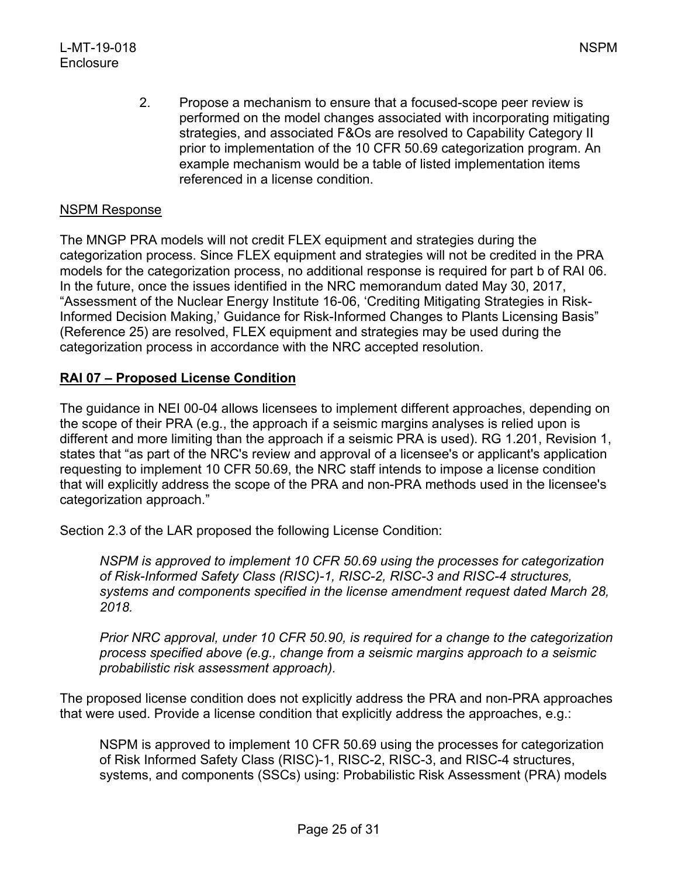2. Propose a mechanism to ensure that a focused-scope peer review is performed on the model changes associated with incorporating mitigating strategies, and associated F&Os are resolved to Capability Category II prior to implementation of the 10 CFR 50.69 categorization program. An example mechanism would be a table of listed implementation items referenced in a license condition.

NSPM Response

The MNGP PRA models will not credit FLEX equipment and strategies during the categorization process. Since FLEX equipment and strategies will not be credited in the PRA models for the categorization process, no additional response is required for part b of RAI 06. In the future, once the issues identified in the NRC memorandum dated May 30, 2017, "Assessment of the Nuclear Energy Institute 16-06, 'Crediting Mitigating Strategies in Risk-Informed Decision Making,' Guidance for Risk-Informed Changes to Plants Licensing Basis" (Reference 25) are resolved, FLEX equipment and strategies may be used during the categorization process in accordance with the NRC accepted resolution.

**RAI 07 – Proposed License Condition**

The guidance in NEI 00-04 allows licensees to implement different approaches, depending on the scope of their PRA (e.g., the approach if a seismic margins analyses is relied upon is different and more limiting than the approach if a seismic PRA is used). RG 1.201, Revision 1, states that "as part of the NRC's review and approval of a licensee's or applicant's application requesting to implement 10 CFR 50.69, the NRC staff intends to impose a license condition that will explicitly address the scope of the PRA and non-PRA methods used in the licensee's categorization approach."

Section 2.3 of the LAR proposed the following License Condition:

> *NSPM is approved to implement 10 CFR 50.69 using the processes for categorization of Risk-Informed Safety Class (RISC)-1, RISC-2, RISC-3 and RISC-4 structures, systems and components specified in the license amendment request dated March 28, 2018.*
>
> *Prior NRC approval, under 10 CFR 50.90, is required for a change to the categorization process specified above (e.g., change from a seismic margins approach to a seismic probabilistic risk assessment approach).*

The proposed license condition does not explicitly address the PRA and non-PRA approaches that were used. Provide a license condition that explicitly address the approaches, e.g.:

> NSPM is approved to implement 10 CFR 50.69 using the processes for categorization of Risk Informed Safety Class (RISC)-1, RISC-2, RISC-3, and RISC-4 structures, systems, and components (SSCs) using: Probabilistic Risk Assessment (PRA) models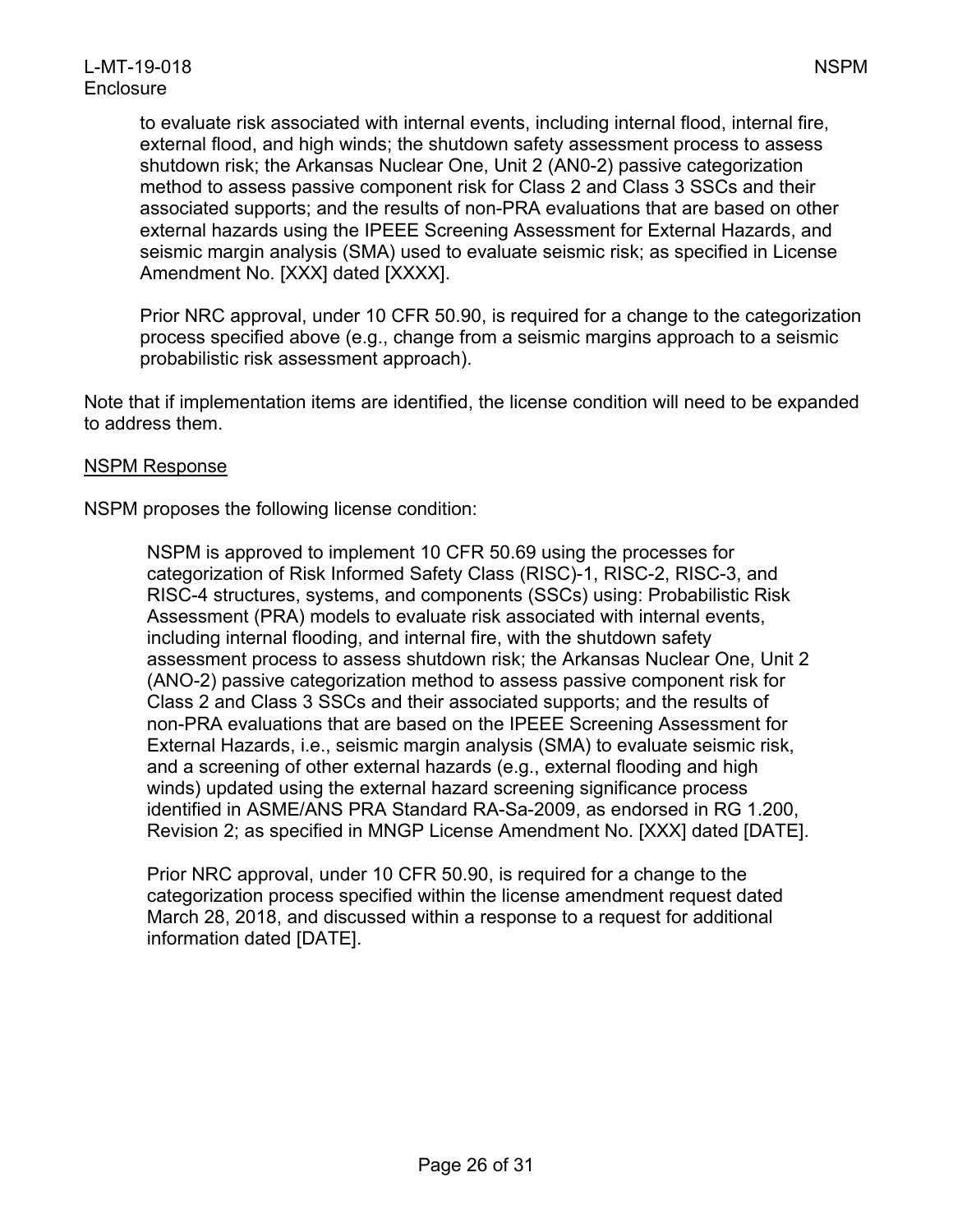to evaluate risk associated with internal events, including internal flood, internal fire, external flood, and high winds; the shutdown safety assessment process to assess shutdown risk; the Arkansas Nuclear One, Unit 2 (AN0-2) passive categorization method to assess passive component risk for Class 2 and Class 3 SSCs and their associated supports; and the results of non-PRA evaluations that are based on other external hazards using the IPEEE Screening Assessment for External Hazards, and seismic margin analysis (SMA) used to evaluate seismic risk; as specified in License Amendment No. [XXX] dated [XXXX].

> Prior NRC approval, under 10 CFR 50.90, is required for a change to the categorization process specified above (e.g., change from a seismic margins approach to a seismic probabilistic risk assessment approach).

Note that if implementation items are identified, the license condition will need to be expanded to address them.

<u>NSPM Response</u>

NSPM proposes the following license condition:

> NSPM is approved to implement 10 CFR 50.69 using the processes for categorization of Risk Informed Safety Class (RISC)-1, RISC-2, RISC-3, and RISC-4 structures, systems, and components (SSCs) using: Probabilistic Risk Assessment (PRA) models to evaluate risk associated with internal events, including internal flooding, and internal fire, with the shutdown safety assessment process to assess shutdown risk; the Arkansas Nuclear One, Unit 2 (ANO-2) passive categorization method to assess passive component risk for Class 2 and Class 3 SSCs and their associated supports; and the results of non-PRA evaluations that are based on the IPEEE Screening Assessment for External Hazards, i.e., seismic margin analysis (SMA) to evaluate seismic risk, and a screening of other external hazards (e.g., external flooding and high winds) updated using the external hazard screening significance process identified in ASME/ANS PRA Standard RA-Sa-2009, as endorsed in RG 1.200, Revision 2; as specified in MNGP License Amendment No. [XXX] dated [DATE].
>
> Prior NRC approval, under 10 CFR 50.90, is required for a change to the categorization process specified within the license amendment request dated March 28, 2018, and discussed within a response to a request for additional information dated [DATE].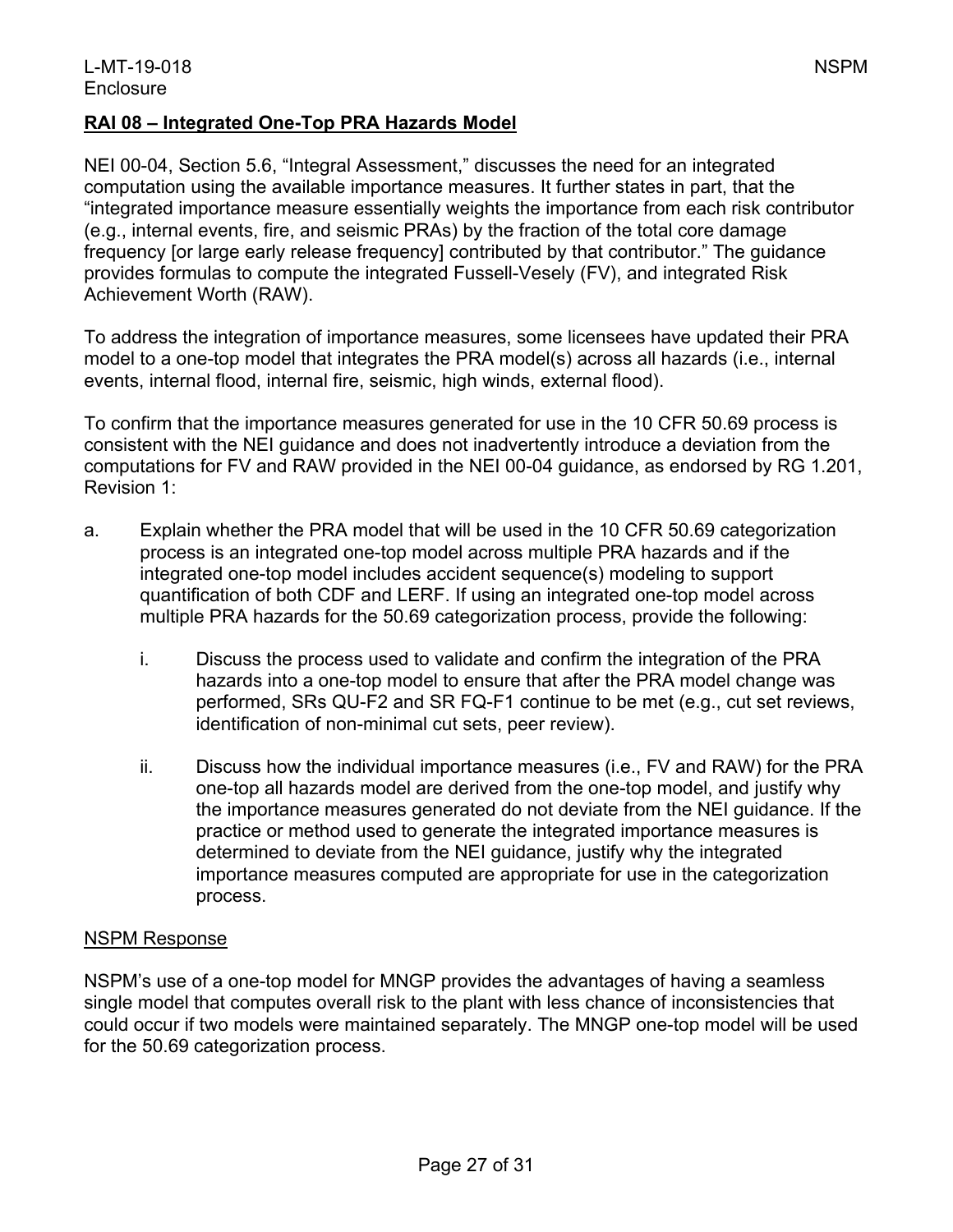## RAI 08 – Integrated One-Top PRA Hazards Model

NEI 00-04, Section 5.6, "Integral Assessment," discusses the need for an integrated computation using the available importance measures. It further states in part, that the "integrated importance measure essentially weights the importance from each risk contributor (e.g., internal events, fire, and seismic PRAs) by the fraction of the total core damage frequency [or large early release frequency] contributed by that contributor." The guidance provides formulas to compute the integrated Fussell-Vesely (FV), and integrated Risk Achievement Worth (RAW).

To address the integration of importance measures, some licensees have updated their PRA model to a one-top model that integrates the PRA model(s) across all hazards (i.e., internal events, internal flood, internal fire, seismic, high winds, external flood).

To confirm that the importance measures generated for use in the 10 CFR 50.69 process is consistent with the NEI guidance and does not inadvertently introduce a deviation from the computations for FV and RAW provided in the NEI 00-04 guidance, as endorsed by RG 1.201, Revision 1:

a. Explain whether the PRA model that will be used in the 10 CFR 50.69 categorization process is an integrated one-top model across multiple PRA hazards and if the integrated one-top model includes accident sequence(s) modeling to support quantification of both CDF and LERF. If using an integrated one-top model across multiple PRA hazards for the 50.69 categorization process, provide the following:

   i. Discuss the process used to validate and confirm the integration of the PRA hazards into a one-top model to ensure that after the PRA model change was performed, SRs QU-F2 and SR FQ-F1 continue to be met (e.g., cut set reviews, identification of non-minimal cut sets, peer review).

   ii. Discuss how the individual importance measures (i.e., FV and RAW) for the PRA one-top all hazards model are derived from the one-top model, and justify why the importance measures generated do not deviate from the NEI guidance. If the practice or method used to generate the integrated importance measures is determined to deviate from the NEI guidance, justify why the integrated importance measures computed are appropriate for use in the categorization process.

NSPM Response

NSPM's use of a one-top model for MNGP provides the advantages of having a seamless single model that computes overall risk to the plant with less chance of inconsistencies that could occur if two models were maintained separately. The MNGP one-top model will be used for the 50.69 categorization process.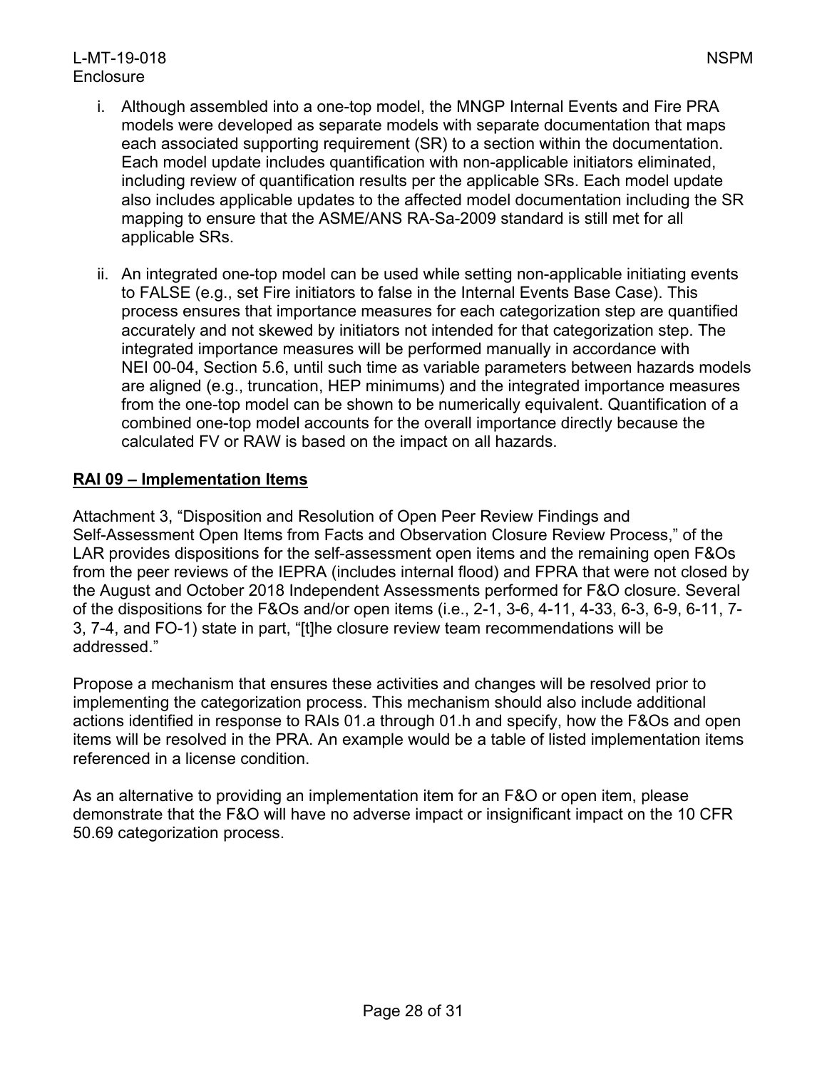i. Although assembled into a one-top model, the MNGP Internal Events and Fire PRA models were developed as separate models with separate documentation that maps each associated supporting requirement (SR) to a section within the documentation. Each model update includes quantification with non-applicable initiators eliminated, including review of quantification results per the applicable SRs. Each model update also includes applicable updates to the affected model documentation including the SR mapping to ensure that the ASME/ANS RA-Sa-2009 standard is still met for all applicable SRs.

ii. An integrated one-top model can be used while setting non-applicable initiating events to FALSE (e.g., set Fire initiators to false in the Internal Events Base Case). This process ensures that importance measures for each categorization step are quantified accurately and not skewed by initiators not intended for that categorization step. The integrated importance measures will be performed manually in accordance with NEI 00-04, Section 5.6, until such time as variable parameters between hazards models are aligned (e.g., truncation, HEP minimums) and the integrated importance measures from the one-top model can be shown to be numerically equivalent. Quantification of a combined one-top model accounts for the overall importance directly because the calculated FV or RAW is based on the impact on all hazards.

## RAI 09 – Implementation Items

Attachment 3, "Disposition and Resolution of Open Peer Review Findings and Self-Assessment Open Items from Facts and Observation Closure Review Process," of the LAR provides dispositions for the self-assessment open items and the remaining open F&Os from the peer reviews of the IEPRA (includes internal flood) and FPRA that were not closed by the August and October 2018 Independent Assessments performed for F&O closure. Several of the dispositions for the F&Os and/or open items (i.e., 2-1, 3-6, 4-11, 4-33, 6-3, 6-9, 6-11, 7-3, 7-4, and FO-1) state in part, "[t]he closure review team recommendations will be addressed."

Propose a mechanism that ensures these activities and changes will be resolved prior to implementing the categorization process. This mechanism should also include additional actions identified in response to RAIs 01.a through 01.h and specify, how the F&Os and open items will be resolved in the PRA. An example would be a table of listed implementation items referenced in a license condition.

As an alternative to providing an implementation item for an F&O or open item, please demonstrate that the F&O will have no adverse impact or insignificant impact on the 10 CFR 50.69 categorization process.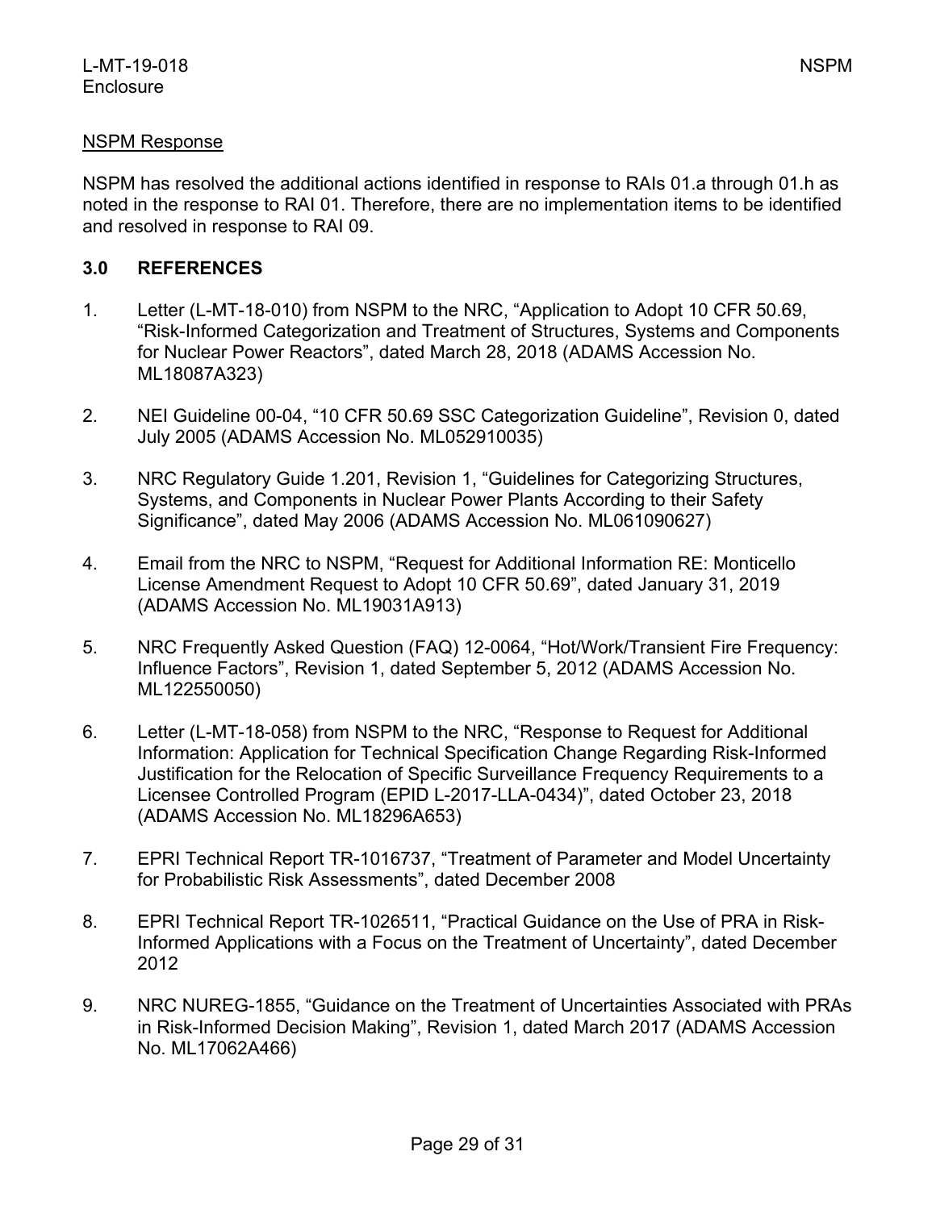NSPM Response

NSPM has resolved the additional actions identified in response to RAIs 01.a through 01.h as noted in the response to RAI 01. Therefore, there are no implementation items to be identified and resolved in response to RAI 09.

## 3.0 REFERENCES

1. Letter (L-MT-18-010) from NSPM to the NRC, "Application to Adopt 10 CFR 50.69, "Risk-Informed Categorization and Treatment of Structures, Systems and Components for Nuclear Power Reactors", dated March 28, 2018 (ADAMS Accession No. ML18087A323)

2. NEI Guideline 00-04, "10 CFR 50.69 SSC Categorization Guideline", Revision 0, dated July 2005 (ADAMS Accession No. ML052910035)

3. NRC Regulatory Guide 1.201, Revision 1, "Guidelines for Categorizing Structures, Systems, and Components in Nuclear Power Plants According to their Safety Significance", dated May 2006 (ADAMS Accession No. ML061090627)

4. Email from the NRC to NSPM, "Request for Additional Information RE: Monticello License Amendment Request to Adopt 10 CFR 50.69", dated January 31, 2019 (ADAMS Accession No. ML19031A913)

5. NRC Frequently Asked Question (FAQ) 12-0064, "Hot/Work/Transient Fire Frequency: Influence Factors", Revision 1, dated September 5, 2012 (ADAMS Accession No. ML122550050)

6. Letter (L-MT-18-058) from NSPM to the NRC, "Response to Request for Additional Information: Application for Technical Specification Change Regarding Risk-Informed Justification for the Relocation of Specific Surveillance Frequency Requirements to a Licensee Controlled Program (EPID L-2017-LLA-0434)", dated October 23, 2018 (ADAMS Accession No. ML18296A653)

7. EPRI Technical Report TR-1016737, "Treatment of Parameter and Model Uncertainty for Probabilistic Risk Assessments", dated December 2008

8. EPRI Technical Report TR-1026511, "Practical Guidance on the Use of PRA in Risk-Informed Applications with a Focus on the Treatment of Uncertainty", dated December 2012

9. NRC NUREG-1855, "Guidance on the Treatment of Uncertainties Associated with PRAs in Risk-Informed Decision Making", Revision 1, dated March 2017 (ADAMS Accession No. ML17062A466)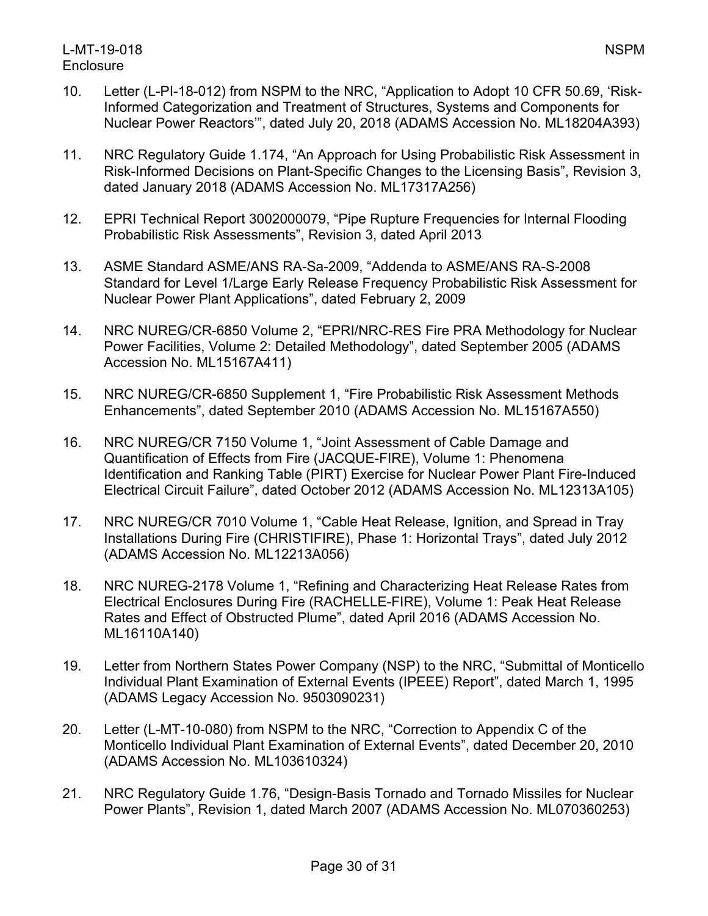10. Letter (L-PI-18-012) from NSPM to the NRC, "Application to Adopt 10 CFR 50.69, 'Risk-Informed Categorization and Treatment of Structures, Systems and Components for Nuclear Power Reactors'", dated July 20, 2018 (ADAMS Accession No. ML18204A393)

11. NRC Regulatory Guide 1.174, "An Approach for Using Probabilistic Risk Assessment in Risk-Informed Decisions on Plant-Specific Changes to the Licensing Basis", Revision 3, dated January 2018 (ADAMS Accession No. ML17317A256)

12. EPRI Technical Report 3002000079, "Pipe Rupture Frequencies for Internal Flooding Probabilistic Risk Assessments", Revision 3, dated April 2013

13. ASME Standard ASME/ANS RA-Sa-2009, "Addenda to ASME/ANS RA-S-2008 Standard for Level 1/Large Early Release Frequency Probabilistic Risk Assessment for Nuclear Power Plant Applications", dated February 2, 2009

14. NRC NUREG/CR-6850 Volume 2, "EPRI/NRC-RES Fire PRA Methodology for Nuclear Power Facilities, Volume 2: Detailed Methodology", dated September 2005 (ADAMS Accession No. ML15167A411)

15. NRC NUREG/CR-6850 Supplement 1, "Fire Probabilistic Risk Assessment Methods Enhancements", dated September 2010 (ADAMS Accession No. ML15167A550)

16. NRC NUREG/CR 7150 Volume 1, "Joint Assessment of Cable Damage and Quantification of Effects from Fire (JACQUE-FIRE), Volume 1: Phenomena Identification and Ranking Table (PIRT) Exercise for Nuclear Power Plant Fire-Induced Electrical Circuit Failure", dated October 2012 (ADAMS Accession No. ML12313A105)

17. NRC NUREG/CR 7010 Volume 1, "Cable Heat Release, Ignition, and Spread in Tray Installations During Fire (CHRISTIFIRE), Phase 1: Horizontal Trays", dated July 2012 (ADAMS Accession No. ML12213A056)

18. NRC NUREG-2178 Volume 1, "Refining and Characterizing Heat Release Rates from Electrical Enclosures During Fire (RACHELLE-FIRE), Volume 1: Peak Heat Release Rates and Effect of Obstructed Plume", dated April 2016 (ADAMS Accession No. ML16110A140)

19. Letter from Northern States Power Company (NSP) to the NRC, "Submittal of Monticello Individual Plant Examination of External Events (IPEEE) Report", dated March 1, 1995 (ADAMS Legacy Accession No. 9503090231)

20. Letter (L-MT-10-080) from NSPM to the NRC, "Correction to Appendix C of the Monticello Individual Plant Examination of External Events", dated December 20, 2010 (ADAMS Accession No. ML103610324)

21. NRC Regulatory Guide 1.76, "Design-Basis Tornado and Tornado Missiles for Nuclear Power Plants", Revision 1, dated March 2007 (ADAMS Accession No. ML070360253)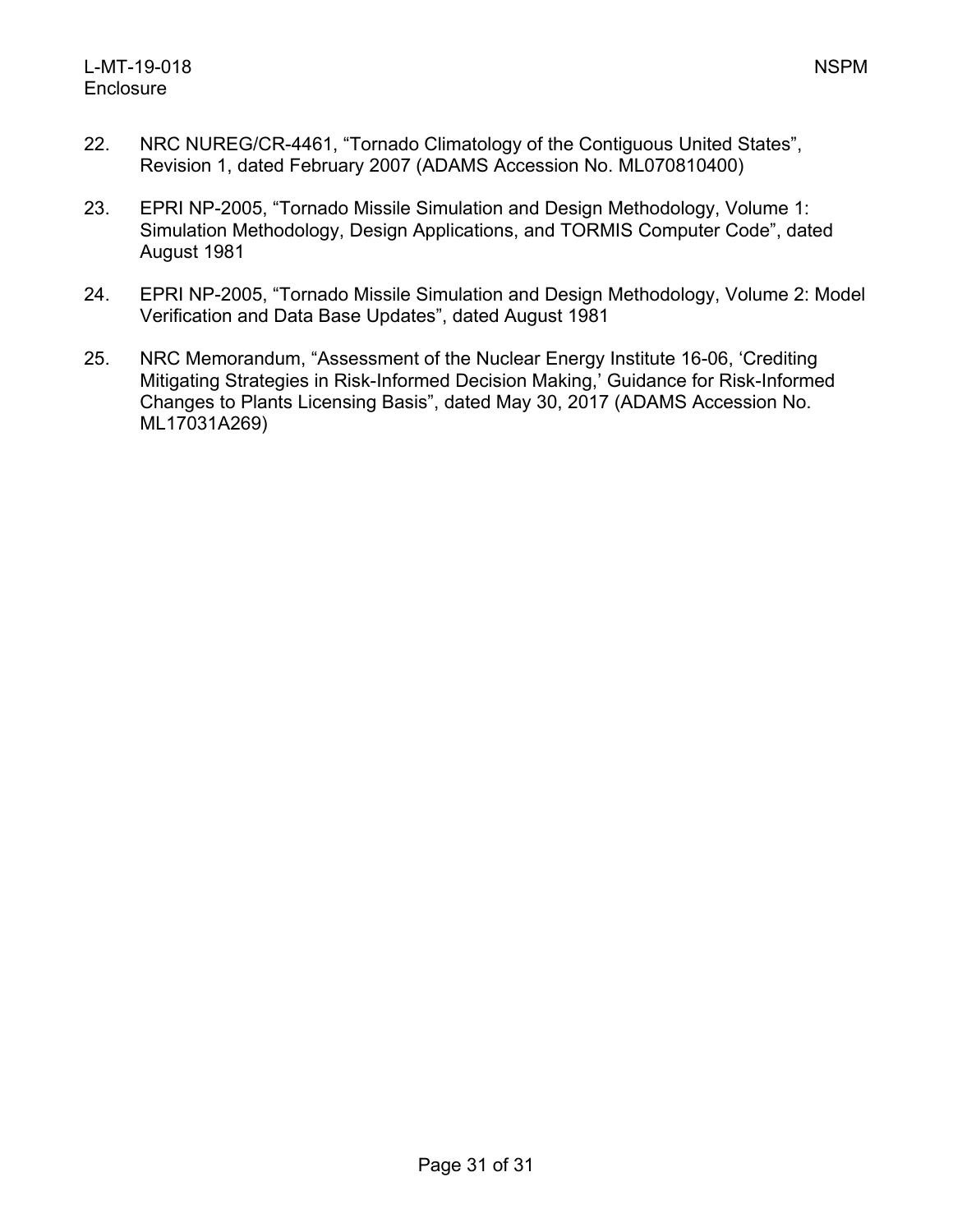22. NRC NUREG/CR-4461, “Tornado Climatology of the Contiguous United States”, Revision 1, dated February 2007 (ADAMS Accession No. ML070810400)

23. EPRI NP-2005, “Tornado Missile Simulation and Design Methodology, Volume 1: Simulation Methodology, Design Applications, and TORMIS Computer Code”, dated August 1981

24. EPRI NP-2005, “Tornado Missile Simulation and Design Methodology, Volume 2: Model Verification and Data Base Updates”, dated August 1981

25. NRC Memorandum, “Assessment of the Nuclear Energy Institute 16-06, ‘Crediting Mitigating Strategies in Risk-Informed Decision Making,’ Guidance for Risk-Informed Changes to Plants Licensing Basis”, dated May 30, 2017 (ADAMS Accession No. ML17031A269)